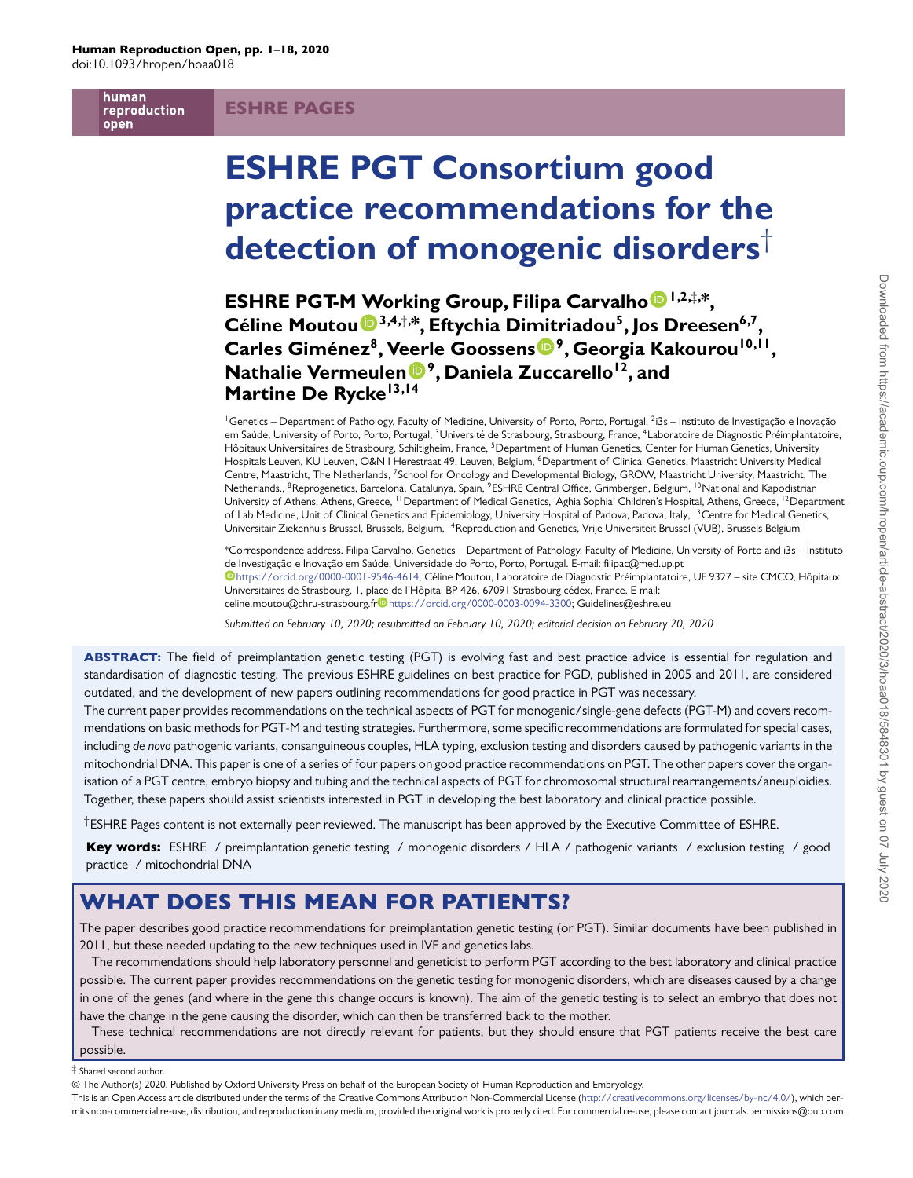ESHRE PAGES

# ESHRE PGT Consortium good practice recommendations for the detection of monogenic disorders†

**ESHRE PGT-M Working Group, Filipa Carvalho[1,2,‡,*], Céline Moutou[3,4,‡,*], Eftychia Dimitriadou[5], Jos Dreesen[6,7], Carles Giménez[8], Veerle Goossens[9], Georgia Kakourou[10,11], Nathalie Vermeulen[9], Daniela Zuccarello[12], and Martine De Rycke[13,14]**

[1]Genetics – Department of Pathology, Faculty of Medicine, University of Porto, Porto, Portugal, [2]i3s – Instituto de Investigação e Inovação em Saúde, University of Porto, Porto, Portugal, [3]Université de Strasbourg, Strasbourg, France, [4]Laboratoire de Diagnostic Préimplantatoire, Hôpitaux Universitaires de Strasbourg, Schiltigheim, France, [5]Department of Human Genetics, Center for Human Genetics, University Hospitals Leuven, KU Leuven, O&N I Herestraat 49, Leuven, Belgium, [6]Department of Clinical Genetics, Maastricht University Medical Centre, Maastricht, The Netherlands, [7]School for Oncology and Developmental Biology, GROW, Maastricht University, Maastricht, The Netherlands., [8]Reprogenetics, Barcelona, Catalunya, Spain, [9]ESHRE Central Office, Grimbergen, Belgium, [10]National and Kapodistrian University of Athens, Athens, Greece, [11]Department of Medical Genetics, 'Aghia Sophia' Children's Hospital, Athens, Greece, [12]Department of Lab Medicine, Unit of Clinical Genetics and Epidemiology, University Hospital of Padova, Padova, Italy, [13]Centre for Medical Genetics, Universitair Ziekenhuis Brussel, Brussels, Belgium, [14]Reproduction and Genetics, Vrije Universiteit Brussel (VUB), Brussels Belgium

*Correspondence address. Filipa Carvalho, Genetics – Department of Pathology, Faculty of Medicine, University of Porto and i3s – Instituto de Investigação e Inovação em Saúde, Universidade do Porto, Porto, Portugal. E-mail: filipac@med.up.pt https://orcid.org/0000-0001-9546-4614; Céline Moutou, Laboratoire de Diagnostic Préimplantatoire, UF 9327 – site CMCO, Hôpitaux Universitaires de Strasbourg, 1, place de l'Hôpital BP 426, 67091 Strasbourg cédex, France. E-mail: celine.moutou@chru-strasbourg.fr https://orcid.org/0000-0003-0094-3300; Guidelines@eshre.eu

*Submitted on February 10, 2020; resubmitted on February 10, 2020; editorial decision on February 20, 2020*

**ABSTRACT:** The field of preimplantation genetic testing (PGT) is evolving fast and best practice advice is essential for regulation and standardisation of diagnostic testing. The previous ESHRE guidelines on best practice for PGD, published in 2005 and 2011, are considered outdated, and the development of new papers outlining recommendations for good practice in PGT was necessary.

The current paper provides recommendations on the technical aspects of PGT for monogenic/single-gene defects (PGT-M) and covers recommendations on basic methods for PGT-M and testing strategies. Furthermore, some specific recommendations are formulated for special cases, including *de novo* pathogenic variants, consanguineous couples, HLA typing, exclusion testing and disorders caused by pathogenic variants in the mitochondrial DNA. This paper is one of a series of four papers on good practice recommendations on PGT. The other papers cover the organisation of a PGT centre, embryo biopsy and tubing and the technical aspects of PGT for chromosomal structural rearrangements/aneuploidies. Together, these papers should assist scientists interested in PGT in developing the best laboratory and clinical practice possible.

†ESHRE Pages content is not externally peer reviewed. The manuscript has been approved by the Executive Committee of ESHRE.

**Key words:** ESHRE / preimplantation genetic testing / monogenic disorders / HLA / pathogenic variants / exclusion testing / good practice / mitochondrial DNA

## WHAT DOES THIS MEAN FOR PATIENTS?

The paper describes good practice recommendations for preimplantation genetic testing (or PGT). Similar documents have been published in 2011, but these needed updating to the new techniques used in IVF and genetics labs.

The recommendations should help laboratory personnel and geneticist to perform PGT according to the best laboratory and clinical practice possible. The current paper provides recommendations on the genetic testing for monogenic disorders, which are diseases caused by a change in one of the genes (and where in the gene this change occurs is known). The aim of the genetic testing is to select an embryo that does not have the change in the gene causing the disorder, which can then be transferred back to the mother.

These technical recommendations are not directly relevant for patients, but they should ensure that PGT patients receive the best care possible.

‡ Shared second author.

© The Author(s) 2020. Published by Oxford University Press on behalf of the European Society of Human Reproduction and Embryology.

This is an Open Access article distributed under the terms of the Creative Commons Attribution Non-Commercial License (http://creativecommons.org/licenses/by-nc/4.0/), which permits non-commercial re-use, distribution, and reproduction in any medium, provided the original work is properly cited. For commercial re-use, please contact journals.permissions@oup.com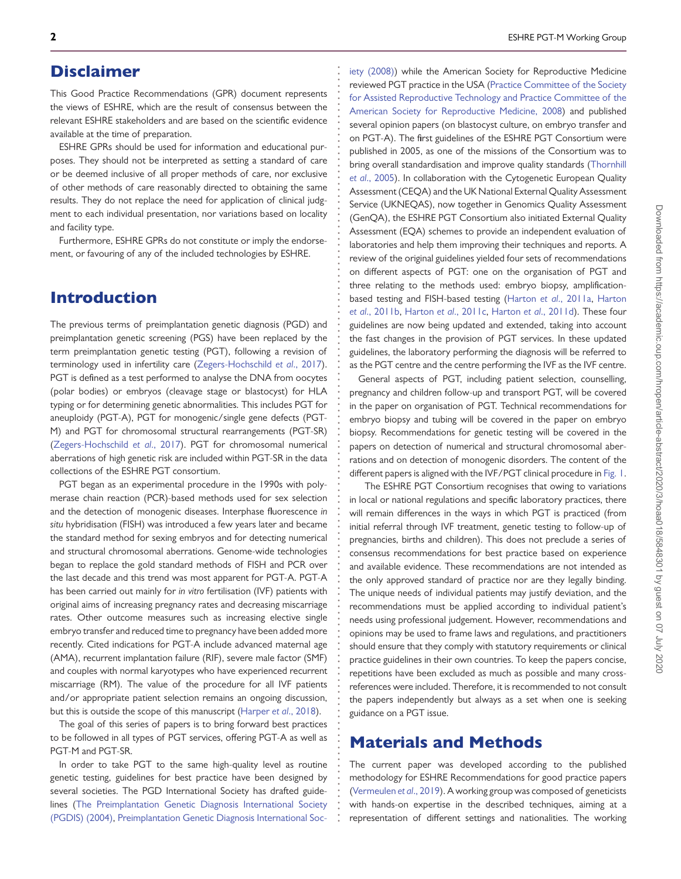## Disclaimer

This Good Practice Recommendations (GPR) document represents the views of ESHRE, which are the result of consensus between the relevant ESHRE stakeholders and are based on the scientific evidence available at the time of preparation.

ESHRE GPRs should be used for information and educational purposes. They should not be interpreted as setting a standard of care or be deemed inclusive of all proper methods of care, nor exclusive of other methods of care reasonably directed to obtaining the same results. They do not replace the need for application of clinical judgment to each individual presentation, nor variations based on locality and facility type.

Furthermore, ESHRE GPRs do not constitute or imply the endorsement, or favouring of any of the included technologies by ESHRE.

## Introduction

The previous terms of preimplantation genetic diagnosis (PGD) and preimplantation genetic screening (PGS) have been replaced by the term preimplantation genetic testing (PGT), following a revision of terminology used in infertility care (Zegers-Hochschild *et al.*, 2017). PGT is defined as a test performed to analyse the DNA from oocytes (polar bodies) or embryos (cleavage stage or blastocyst) for HLA typing or for determining genetic abnormalities. This includes PGT for aneuploidy (PGT-A), PGT for monogenic/single gene defects (PGT-M) and PGT for chromosomal structural rearrangements (PGT-SR) (Zegers-Hochschild *et al.*, 2017). PGT for chromosomal numerical aberrations of high genetic risk are included within PGT-SR in the data collections of the ESHRE PGT consortium.

PGT began as an experimental procedure in the 1990s with polymerase chain reaction (PCR)-based methods used for sex selection and the detection of monogenic diseases. Interphase fluorescence *in situ* hybridisation (FISH) was introduced a few years later and became the standard method for sexing embryos and for detecting numerical and structural chromosomal aberrations. Genome-wide technologies began to replace the gold standard methods of FISH and PCR over the last decade and this trend was most apparent for PGT-A. PGT-A has been carried out mainly for *in vitro* fertilisation (IVF) patients with original aims of increasing pregnancy rates and decreasing miscarriage rates. Other outcome measures such as increasing elective single embryo transfer and reduced time to pregnancy have been added more recently. Cited indications for PGT-A include advanced maternal age (AMA), recurrent implantation failure (RIF), severe male factor (SMF) and couples with normal karyotypes who have experienced recurrent miscarriage (RM). The value of the procedure for all IVF patients and/or appropriate patient selection remains an ongoing discussion, but this is outside the scope of this manuscript (Harper *et al.*, 2018).

The goal of this series of papers is to bring forward best practices to be followed in all types of PGT services, offering PGT-A as well as PGT-M and PGT-SR.

In order to take PGT to the same high-quality level as routine genetic testing, guidelines for best practice have been designed by several societies. The PGD International Society has drafted guidelines (The Preimplantation Genetic Diagnosis International Society (PGDIS) (2004), Preimplantation Genetic Diagnosis International Society (2008)) while the American Society for Reproductive Medicine reviewed PGT practice in the USA (Practice Committee of the Society for Assisted Reproductive Technology and Practice Committee of the American Society for Reproductive Medicine, 2008) and published several opinion papers (on blastocyst culture, on embryo transfer and on PGT-A). The first guidelines of the ESHRE PGT Consortium were published in 2005, as one of the missions of the Consortium was to bring overall standardisation and improve quality standards (Thornhill *et al.*, 2005). In collaboration with the Cytogenetic European Quality Assessment (CEQA) and the UK National External Quality Assessment Service (UKNEQAS), now together in Genomics Quality Assessment (GenQA), the ESHRE PGT Consortium also initiated External Quality Assessment (EQA) schemes to provide an independent evaluation of laboratories and help them improving their techniques and reports. A review of the original guidelines yielded four sets of recommendations on different aspects of PGT: one on the organisation of PGT and three relating to the methods used: embryo biopsy, amplification-based testing and FISH-based testing (Harton *et al.*, 2011a, Harton *et al.*, 2011b, Harton *et al.*, 2011c, Harton *et al.*, 2011d). These four guidelines are now being updated and extended, taking into account the fast changes in the provision of PGT services. In these updated guidelines, the laboratory performing the diagnosis will be referred to as the PGT centre and the centre performing the IVF as the IVF centre.

General aspects of PGT, including patient selection, counselling, pregnancy and children follow-up and transport PGT, will be covered in the paper on organisation of PGT. Technical recommendations for embryo biopsy and tubing will be covered in the paper on embryo biopsy. Recommendations for genetic testing will be covered in the papers on detection of numerical and structural chromosomal aberrations and on detection of monogenic disorders. The content of the different papers is aligned with the IVF/PGT clinical procedure in Fig. 1.

The ESHRE PGT Consortium recognises that owing to variations in local or national regulations and specific laboratory practices, there will remain differences in the ways in which PGT is practiced (from initial referral through IVF treatment, genetic testing to follow-up of pregnancies, births and children). This does not preclude a series of consensus recommendations for best practice based on experience and available evidence. These recommendations are not intended as the only approved standard of practice nor are they legally binding. The unique needs of individual patients may justify deviation, and the recommendations must be applied according to individual patient's needs using professional judgement. However, recommendations and opinions may be used to frame laws and regulations, and practitioners should ensure that they comply with statutory requirements or clinical practice guidelines in their own countries. To keep the papers concise, repetitions have been excluded as much as possible and many cross-references were included. Therefore, it is recommended to not consult the papers independently but always as a set when one is seeking guidance on a PGT issue.

## Materials and Methods

The current paper was developed according to the published methodology for ESHRE Recommendations for good practice papers (Vermeulen *et al.*, 2019). A working group was composed of geneticists with hands-on expertise in the described techniques, aiming at a representation of different settings and nationalities. The working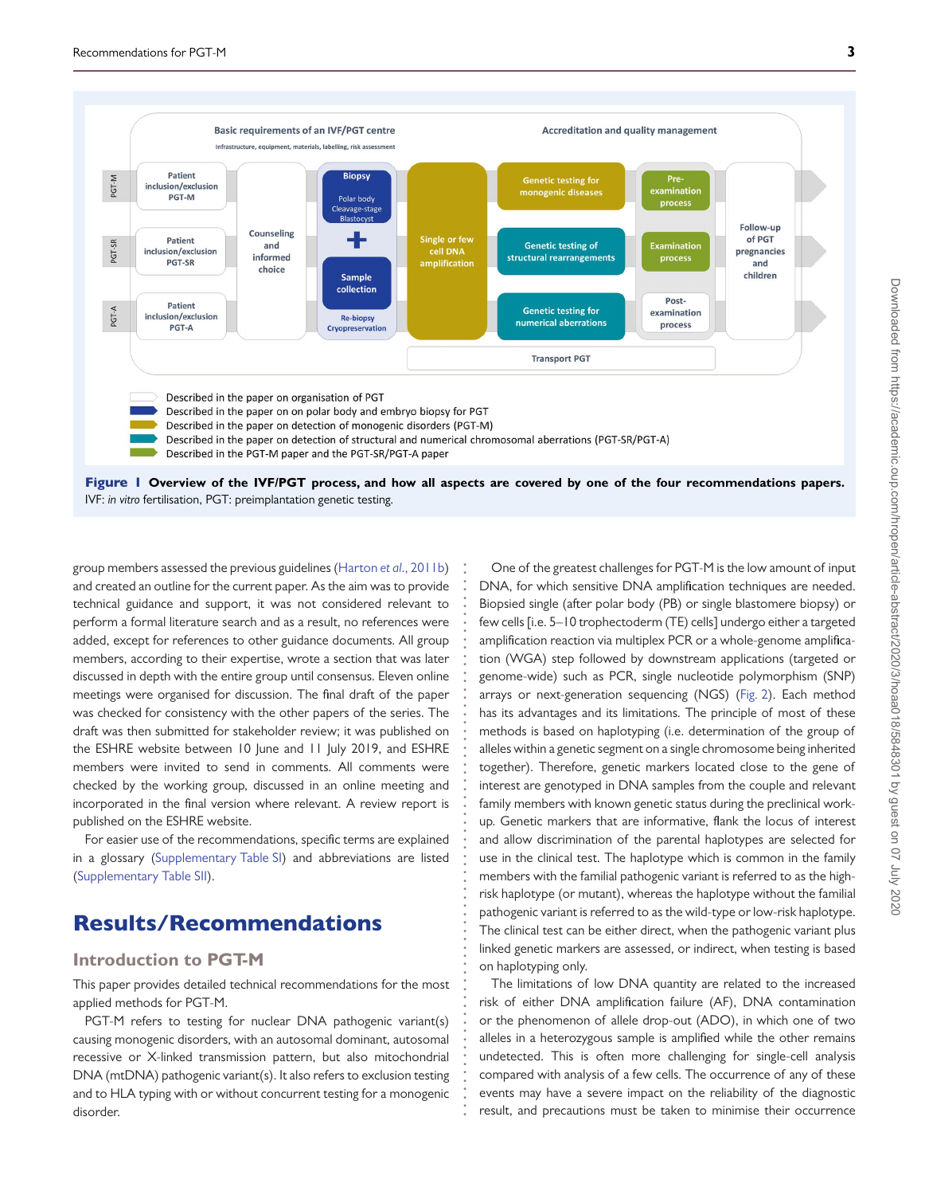Basic requirements of an IVF/PGT centre

Infrastructure, equipment, materials, labelling, risk assessment

Accreditation and quality management

PGT-M — Patient inclusion/exclusion PGT-M

PGT-SR — Patient inclusion/exclusion PGT-SR

PGT-A — Patient inclusion/exclusion PGT-A

Counseling and informed choice

Biopsy — Polar body, Cleavage-stage, Blastocyst

+

Sample collection — Re-biopsy, Cryopreservation

Single or few cell DNA amplification

Genetic testing for monogenic diseases

Genetic testing of structural rearrangements

Genetic testing for numerical aberrations

Transport PGT

Pre-examination process

Examination process

Post-examination process

Follow-up of PGT pregnancies and children

Described in the paper on organisation of PGT
Described in the paper on on polar body and embryo biopsy for PGT
Described in the paper on detection of monogenic disorders (PGT-M)
Described in the paper on detection of structural and numerical chromosomal aberrations (PGT-SR/PGT-A)
Described in the PGT-M paper and the PGT-SR/PGT-A paper

**Figure 1 Overview of the IVF/PGT process, and how all aspects are covered by one of the four recommendations papers.** IVF: *in vitro* fertilisation, PGT: preimplantation genetic testing.

group members assessed the previous guidelines (Harton *et al.*, 2011b) and created an outline for the current paper. As the aim was to provide technical guidance and support, it was not considered relevant to perform a formal literature search and as a result, no references were added, except for references to other guidance documents. All group members, according to their expertise, wrote a section that was later discussed in depth with the entire group until consensus. Eleven online meetings were organised for discussion. The final draft of the paper was checked for consistency with the other papers of the series. The draft was then submitted for stakeholder review; it was published on the ESHRE website between 10 June and 11 July 2019, and ESHRE members were invited to send in comments. All comments were checked by the working group, discussed in an online meeting and incorporated in the final version where relevant. A review report is published on the ESHRE website.

For easier use of the recommendations, specific terms are explained in a glossary (Supplementary Table SI) and abbreviations are listed (Supplementary Table SII).

# Results/Recommendations

## Introduction to PGT-M

This paper provides detailed technical recommendations for the most applied methods for PGT-M.

PGT-M refers to testing for nuclear DNA pathogenic variant(s) causing monogenic disorders, with an autosomal dominant, autosomal recessive or X-linked transmission pattern, but also mitochondrial DNA (mtDNA) pathogenic variant(s). It also refers to exclusion testing and to HLA typing with or without concurrent testing for a monogenic disorder.

One of the greatest challenges for PGT-M is the low amount of input DNA, for which sensitive DNA amplification techniques are needed. Biopsied single (after polar body (PB) or single blastomere biopsy) or few cells [i.e. 5–10 trophectoderm (TE) cells] undergo either a targeted amplification reaction via multiplex PCR or a whole-genome amplification (WGA) step followed by downstream applications (targeted or genome-wide) such as PCR, single nucleotide polymorphism (SNP) arrays or next-generation sequencing (NGS) (Fig. 2). Each method has its advantages and its limitations. The principle of most of these methods is based on haplotyping (i.e. determination of the group of alleles within a genetic segment on a single chromosome being inherited together). Therefore, genetic markers located close to the gene of interest are genotyped in DNA samples from the couple and relevant family members with known genetic status during the preclinical work-up. Genetic markers that are informative, flank the locus of interest and allow discrimination of the parental haplotypes are selected for use in the clinical test. The haplotype which is common in the family members with the familial pathogenic variant is referred to as the high-risk haplotype (or mutant), whereas the haplotype without the familial pathogenic variant is referred to as the wild-type or low-risk haplotype. The clinical test can be either direct, when the pathogenic variant plus linked genetic markers are assessed, or indirect, when testing is based on haplotyping only.

The limitations of low DNA quantity are related to the increased risk of either DNA amplification failure (AF), DNA contamination or the phenomenon of allele drop-out (ADO), in which one of two alleles in a heterozygous sample is amplified while the other remains undetected. This is often more challenging for single-cell analysis compared with analysis of a few cells. The occurrence of any of these events may have a severe impact on the reliability of the diagnostic result, and precautions must be taken to minimise their occurrence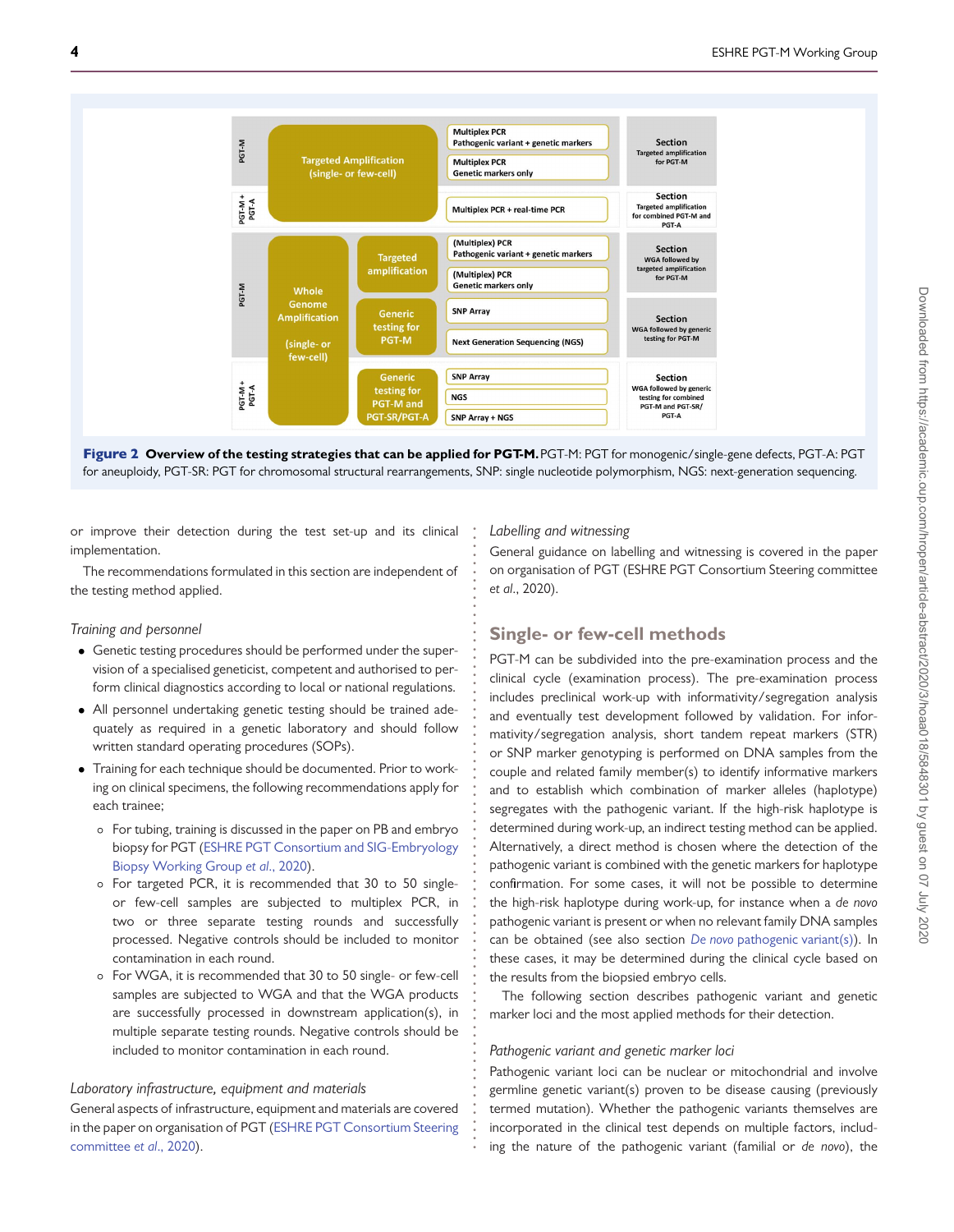Figure 2 **Overview of the testing strategies that can be applied for PGT-M.** PGT-M: PGT for monogenic/single-gene defects, PGT-A: PGT for aneuploidy, PGT-SR: PGT for chromosomal structural rearrangements, SNP: single nucleotide polymorphism, NGS: next-generation sequencing.

or improve their detection during the test set-up and its clinical implementation.

The recommendations formulated in this section are independent of the testing method applied.

*Training and personnel*

- Genetic testing procedures should be performed under the supervision of a specialised geneticist, competent and authorised to perform clinical diagnostics according to local or national regulations.
- All personnel undertaking genetic testing should be trained adequately as required in a genetic laboratory and should follow written standard operating procedures (SOPs).
- Training for each technique should be documented. Prior to working on clinical specimens, the following recommendations apply for each trainee;
  - For tubing, training is discussed in the paper on PB and embryo biopsy for PGT (ESHRE PGT Consortium and SIG-Embryology Biopsy Working Group *et al.*, 2020).
  - For targeted PCR, it is recommended that 30 to 50 single- or few-cell samples are subjected to multiplex PCR, in two or three separate testing rounds and successfully processed. Negative controls should be included to monitor contamination in each round.
  - For WGA, it is recommended that 30 to 50 single- or few-cell samples are subjected to WGA and that the WGA products are successfully processed in downstream application(s), in multiple separate testing rounds. Negative controls should be included to monitor contamination in each round.

*Laboratory infrastructure, equipment and materials*

General aspects of infrastructure, equipment and materials are covered in the paper on organisation of PGT (ESHRE PGT Consortium Steering committee *et al.*, 2020).

*Labelling and witnessing*

General guidance on labelling and witnessing is covered in the paper on organisation of PGT (ESHRE PGT Consortium Steering committee *et al.*, 2020).

## Single- or few-cell methods

PGT-M can be subdivided into the pre-examination process and the clinical cycle (examination process). The pre-examination process includes preclinical work-up with informativity/segregation analysis and eventually test development followed by validation. For informativity/segregation analysis, short tandem repeat markers (STR) or SNP marker genotyping is performed on DNA samples from the couple and related family member(s) to identify informative markers and to establish which combination of marker alleles (haplotype) segregates with the pathogenic variant. If the high-risk haplotype is determined during work-up, an indirect testing method can be applied. Alternatively, a direct method is chosen where the detection of the pathogenic variant is combined with the genetic markers for haplotype confirmation. For some cases, it will not be possible to determine the high-risk haplotype during work-up, for instance when a *de novo* pathogenic variant is present or when no relevant family DNA samples can be obtained (see also section *De novo* pathogenic variant(s)). In these cases, it may be determined during the clinical cycle based on the results from the biopsied embryo cells.

The following section describes pathogenic variant and genetic marker loci and the most applied methods for their detection.

*Pathogenic variant and genetic marker loci*

Pathogenic variant loci can be nuclear or mitochondrial and involve germline genetic variant(s) proven to be disease causing (previously termed mutation). Whether the pathogenic variants themselves are incorporated in the clinical test depends on multiple factors, including the nature of the pathogenic variant (familial or *de novo*), the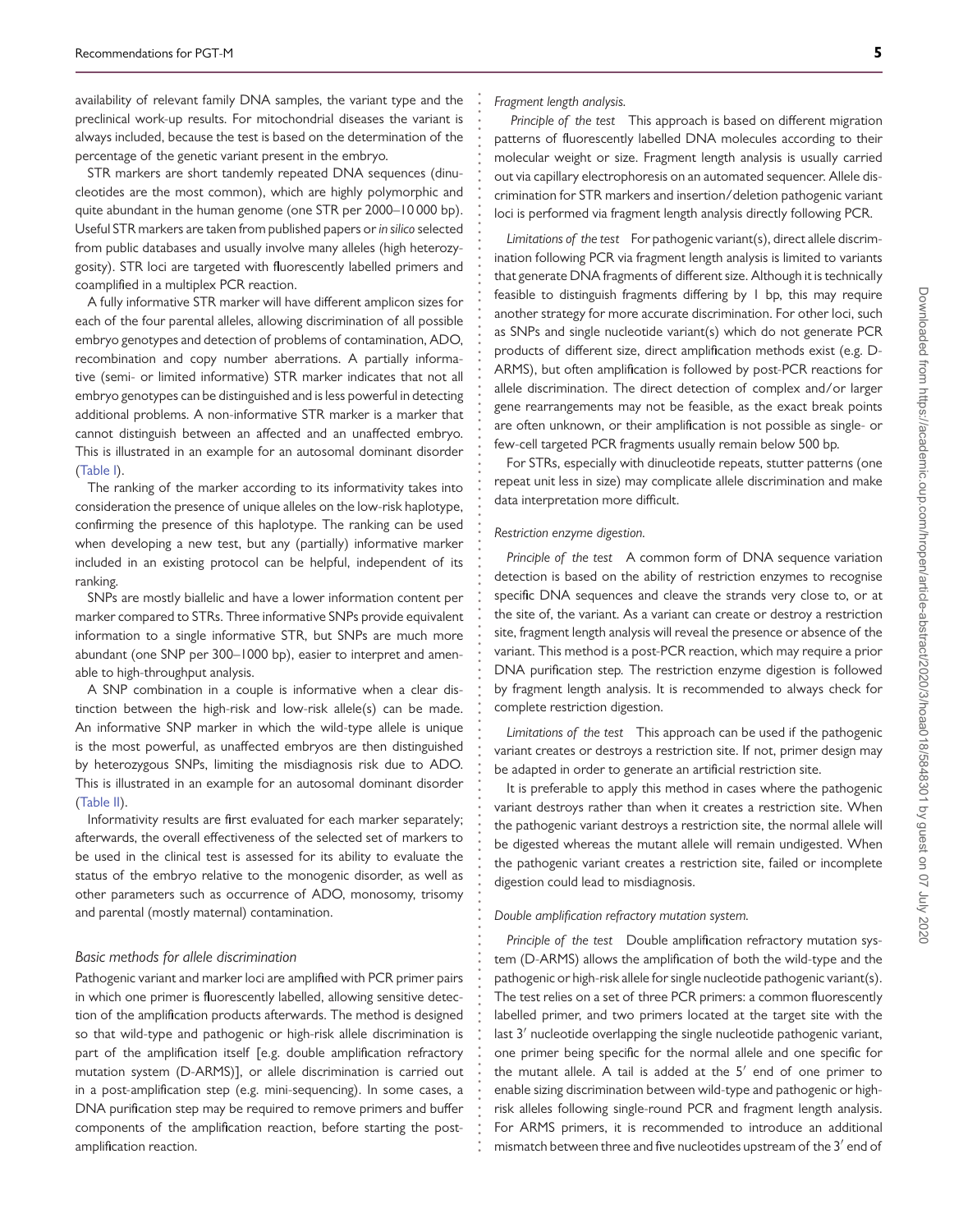availability of relevant family DNA samples, the variant type and the preclinical work-up results. For mitochondrial diseases the variant is always included, because the test is based on the determination of the percentage of the genetic variant present in the embryo.

STR markers are short tandemly repeated DNA sequences (dinucleotides are the most common), which are highly polymorphic and quite abundant in the human genome (one STR per 2000–10 000 bp). Useful STR markers are taken from published papers or *in silico* selected from public databases and usually involve many alleles (high heterozygosity). STR loci are targeted with fluorescently labelled primers and coamplified in a multiplex PCR reaction.

A fully informative STR marker will have different amplicon sizes for each of the four parental alleles, allowing discrimination of all possible embryo genotypes and detection of problems of contamination, ADO, recombination and copy number aberrations. A partially informative (semi- or limited informative) STR marker indicates that not all embryo genotypes can be distinguished and is less powerful in detecting additional problems. A non-informative STR marker is a marker that cannot distinguish between an affected and an unaffected embryo. This is illustrated in an example for an autosomal dominant disorder (Table I).

The ranking of the marker according to its informativity takes into consideration the presence of unique alleles on the low-risk haplotype, confirming the presence of this haplotype. The ranking can be used when developing a new test, but any (partially) informative marker included in an existing protocol can be helpful, independent of its ranking.

SNPs are mostly biallelic and have a lower information content per marker compared to STRs. Three informative SNPs provide equivalent information to a single informative STR, but SNPs are much more abundant (one SNP per 300–1000 bp), easier to interpret and amenable to high-throughput analysis.

A SNP combination in a couple is informative when a clear distinction between the high-risk and low-risk allele(s) can be made. An informative SNP marker in which the wild-type allele is unique is the most powerful, as unaffected embryos are then distinguished by heterozygous SNPs, limiting the misdiagnosis risk due to ADO. This is illustrated in an example for an autosomal dominant disorder (Table II).

Informativity results are first evaluated for each marker separately; afterwards, the overall effectiveness of the selected set of markers to be used in the clinical test is assessed for its ability to evaluate the status of the embryo relative to the monogenic disorder, as well as other parameters such as occurrence of ADO, monosomy, trisomy and parental (mostly maternal) contamination.

### Basic methods for allele discrimination

Pathogenic variant and marker loci are amplified with PCR primer pairs in which one primer is fluorescently labelled, allowing sensitive detection of the amplification products afterwards. The method is designed so that wild-type and pathogenic or high-risk allele discrimination is part of the amplification itself [e.g. double amplification refractory mutation system (D-ARMS)], or allele discrimination is carried out in a post-amplification step (e.g. mini-sequencing). In some cases, a DNA purification step may be required to remove primers and buffer components of the amplification reaction, before starting the post-amplification reaction.

#### Fragment length analysis.

*Principle of the test* This approach is based on different migration patterns of fluorescently labelled DNA molecules according to their molecular weight or size. Fragment length analysis is usually carried out via capillary electrophoresis on an automated sequencer. Allele discrimination for STR markers and insertion/deletion pathogenic variant loci is performed via fragment length analysis directly following PCR.

*Limitations of the test* For pathogenic variant(s), direct allele discrimination following PCR via fragment length analysis is limited to variants that generate DNA fragments of different size. Although it is technically feasible to distinguish fragments differing by 1 bp, this may require another strategy for more accurate discrimination. For other loci, such as SNPs and single nucleotide variant(s) which do not generate PCR products of different size, direct amplification methods exist (e.g. D-ARMS), but often amplification is followed by post-PCR reactions for allele discrimination. The direct detection of complex and/or larger gene rearrangements may not be feasible, as the exact break points are often unknown, or their amplification is not possible as single- or few-cell targeted PCR fragments usually remain below 500 bp.

For STRs, especially with dinucleotide repeats, stutter patterns (one repeat unit less in size) may complicate allele discrimination and make data interpretation more difficult.

#### Restriction enzyme digestion.

*Principle of the test* A common form of DNA sequence variation detection is based on the ability of restriction enzymes to recognise specific DNA sequences and cleave the strands very close to, or at the site of, the variant. As a variant can create or destroy a restriction site, fragment length analysis will reveal the presence or absence of the variant. This method is a post-PCR reaction, which may require a prior DNA purification step. The restriction enzyme digestion is followed by fragment length analysis. It is recommended to always check for complete restriction digestion.

*Limitations of the test* This approach can be used if the pathogenic variant creates or destroys a restriction site. If not, primer design may be adapted in order to generate an artificial restriction site.

It is preferable to apply this method in cases where the pathogenic variant destroys rather than when it creates a restriction site. When the pathogenic variant destroys a restriction site, the normal allele will be digested whereas the mutant allele will remain undigested. When the pathogenic variant creates a restriction site, failed or incomplete digestion could lead to misdiagnosis.

#### Double amplification refractory mutation system.

*Principle of the test* Double amplification refractory mutation system (D-ARMS) allows the amplification of both the wild-type and the pathogenic or high-risk allele for single nucleotide pathogenic variant(s). The test relies on a set of three PCR primers: a common fluorescently labelled primer, and two primers located at the target site with the last 3′ nucleotide overlapping the single nucleotide pathogenic variant, one primer being specific for the normal allele and one specific for the mutant allele. A tail is added at the 5′ end of one primer to enable sizing discrimination between wild-type and pathogenic or high-risk alleles following single-round PCR and fragment length analysis. For ARMS primers, it is recommended to introduce an additional mismatch between three and five nucleotides upstream of the 3′ end of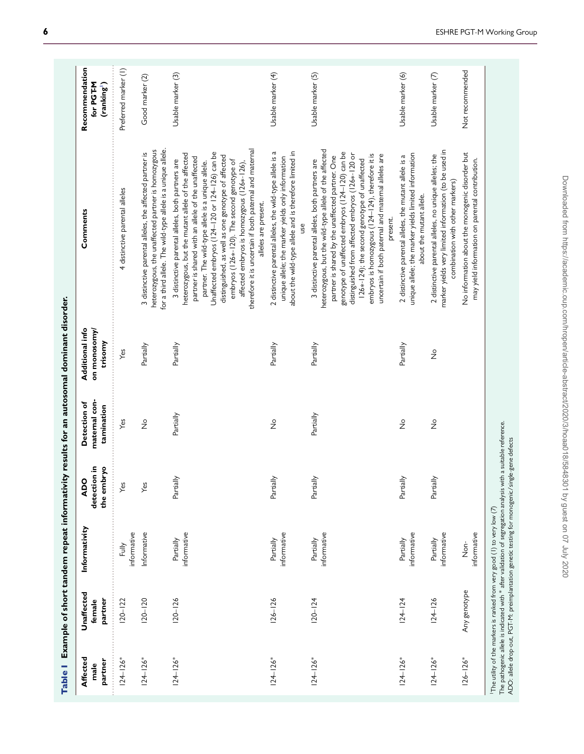**Table I** Example of short tandem repeat informativity results for an autosomal dominant disorder.

| Affected male partner | Unaffected female partner | Informativity | ADO detection in the embryo | Detection of maternal contamination | Additional info on monosomy/ trisomy | Comments | Recommendation for PGT-M (ranking[1]) |
|---|---|---|---|---|---|---|---|
| 124–126* | 120–122 | Fully informative | Yes | Yes | Yes | 4 distinctive parental alleles | Preferred marker (1) |
| 124–126* | 120–120 | Informative | Yes | No | Partially | 3 distinctive parental alleles, the affected partner is heterozygous, the unaffected partner is homozygous for a third allele. The wild-type allele is a unique allele. | Good marker (2) |
| 124–126* | 120–126 | Partially informative | Partially | Partially | Partially | 3 distinctive parental alleles, both partners are heterozygous, but the mutant allele of the affected partner is shared with an allele of the unaffected partner. The wild-type allele is a unique allele. Unaffected embryos (124–120 or 124–126) can be distinguished, as well as one genotype of affected embryos (126*-120). The second genotype of affected embryos is homozygous (126*-126), therefore it is uncertain if both paternal and maternal alleles are present. | Usable marker (3) |
| 124–126* | 126–126 | Partially informative | Partially | No | Partially | 2 distinctive parental alleles, the wild-type allele is a unique allele; the marker yields only information about the wild-type allele and is therefore limited in use | Usable marker (4) |
| 124–126* | 120–124 | Partially informative | Partially | Partially | Partially | 3 distinctive parental alleles, both partners are heterozygous, but the wild-type allele of the affected partner is shared by the unaffected partner. One genotype of unaffected embryos (124–120) can be distinguished from affected embryos (126*-120 or 126*-124); the second genotype of unaffected embryos is homozygous (124–124), therefore it is uncertain if both paternal and maternal alleles are present. | Usable marker (5) |
| 124–126* | 124–124 | Partially informative | Partially | No | Partially | 2 distinctive parental alleles, the mutant allele is a unique allele; the marker yields limited information about the mutant allele. | Usable marker (6) |
| 124–126* | 124–126 | Partially informative | Partially | No | No | 2 distinctive parental alleles, no unique alleles; the marker yields very limited information (to be used in combination with other markers) | Usable marker (7) |
| 126–126* | Any genotype | Non-informative | | | | No information about the monogenic disorder but may yield information on parental contribution. | Not recommended |

[1]The utility of the markers is ranked from very good (1) to very low (7)
The pathogenic allele is indicated with * after validation of segregation analysis with a suitable reference.
ADO: allele drop-out, PGT-M: preimplantation genetic testing for monogenic/single-gene defects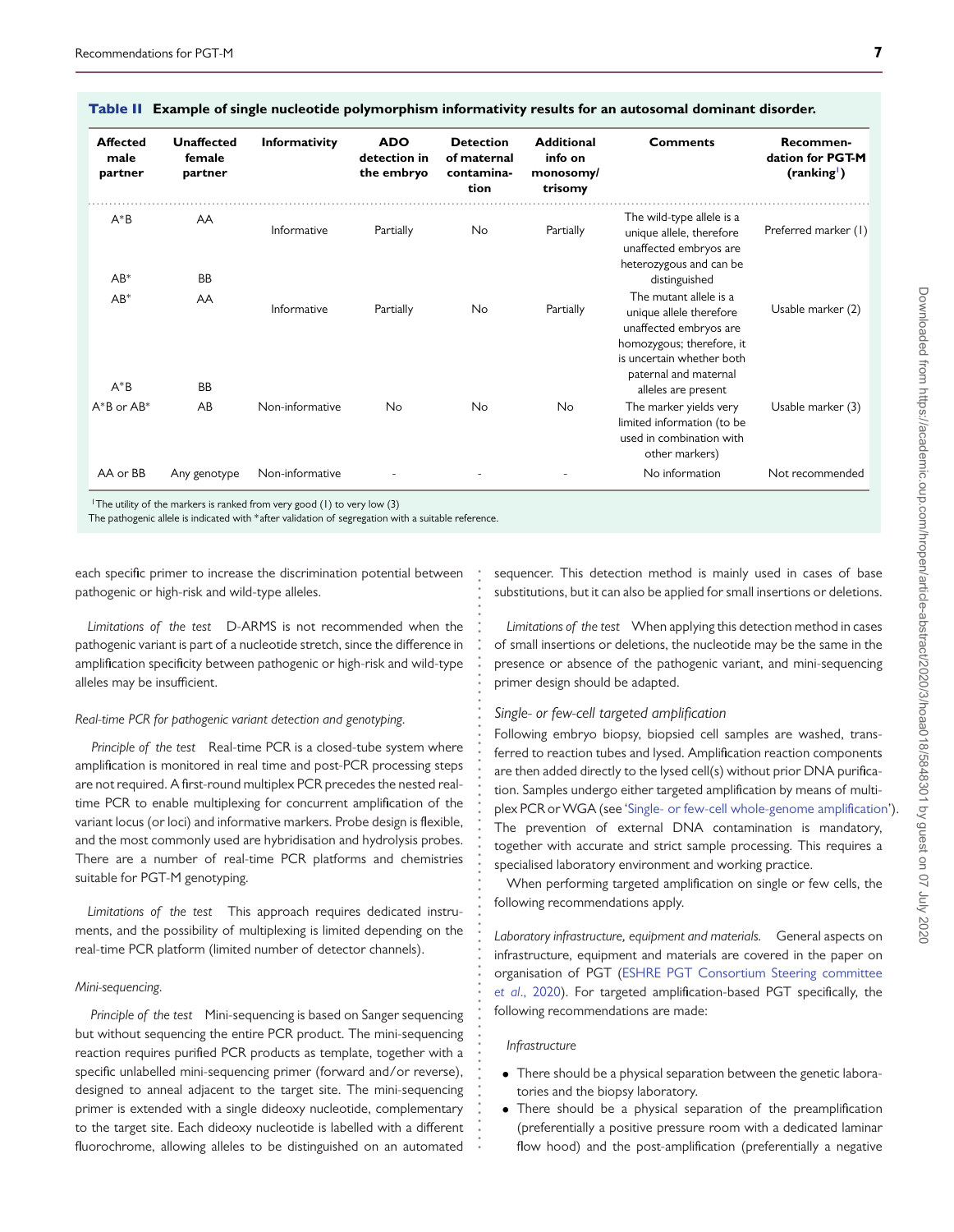**Table II Example of single nucleotide polymorphism informativity results for an autosomal dominant disorder.**

| Affected male partner | Unaffected female partner | Informativity | ADO detection in the embryo | Detection of maternal contamination | Additional info on monosomy/ trisomy | Comments | Recommendation for PGT-M (ranking[1]) |
|---|---|---|---|---|---|---|---|
| A*B<br>AB* | AA<br>BB | Informative | Partially | No | Partially | The wild-type allele is a unique allele, therefore unaffected embryos are heterozygous and can be distinguished | Preferred marker (1) |
| AB*<br>A*B | AA<br>BB | Informative | Partially | No | Partially | The mutant allele is a unique allele therefore unaffected embryos are homozygous; therefore, it is uncertain whether both paternal and maternal alleles are present | Usable marker (2) |
| A*B or AB* | AB | Non-informative | No | No | No | The marker yields very limited information (to be used in combination with other markers) | Usable marker (3) |
| AA or BB | Any genotype | Non-informative | - | - | - | No information | Not recommended |

[1]The utility of the markers is ranked from very good (1) to very low (3)
The pathogenic allele is indicated with *after validation of segregation with a suitable reference.

each specific primer to increase the discrimination potential between pathogenic or high-risk and wild-type alleles.

*Limitations of the test* D-ARMS is not recommended when the pathogenic variant is part of a nucleotide stretch, since the difference in amplification specificity between pathogenic or high-risk and wild-type alleles may be insufficient.

*Real-time PCR for pathogenic variant detection and genotyping.*

*Principle of the test* Real-time PCR is a closed-tube system where amplification is monitored in real time and post-PCR processing steps are not required. A first-round multiplex PCR precedes the nested real-time PCR to enable multiplexing for concurrent amplification of the variant locus (or loci) and informative markers. Probe design is flexible, and the most commonly used are hybridisation and hydrolysis probes. There are a number of real-time PCR platforms and chemistries suitable for PGT-M genotyping.

*Limitations of the test* This approach requires dedicated instruments, and the possibility of multiplexing is limited depending on the real-time PCR platform (limited number of detector channels).

*Mini-sequencing.*

*Principle of the test* Mini-sequencing is based on Sanger sequencing but without sequencing the entire PCR product. The mini-sequencing reaction requires purified PCR products as template, together with a specific unlabelled mini-sequencing primer (forward and/or reverse), designed to anneal adjacent to the target site. The mini-sequencing primer is extended with a single dideoxy nucleotide, complementary to the target site. Each dideoxy nucleotide is labelled with a different fluorochrome, allowing alleles to be distinguished on an automated sequencer. This detection method is mainly used in cases of base substitutions, but it can also be applied for small insertions or deletions.

*Limitations of the test* When applying this detection method in cases of small insertions or deletions, the nucleotide may be the same in the presence or absence of the pathogenic variant, and mini-sequencing primer design should be adapted.

### Single- or few-cell targeted amplification

Following embryo biopsy, biopsied cell samples are washed, transferred to reaction tubes and lysed. Amplification reaction components are then added directly to the lysed cell(s) without prior DNA purification. Samples undergo either targeted amplification by means of multiplex PCR or WGA (see 'Single- or few-cell whole-genome amplification'). The prevention of external DNA contamination is mandatory, together with accurate and strict sample processing. This requires a specialised laboratory environment and working practice.

When performing targeted amplification on single or few cells, the following recommendations apply.

*Laboratory infrastructure, equipment and materials.* General aspects on infrastructure, equipment and materials are covered in the paper on organisation of PGT (ESHRE PGT Consortium Steering committee *et al*., 2020). For targeted amplification-based PGT specifically, the following recommendations are made:

*Infrastructure*

- There should be a physical separation between the genetic laboratories and the biopsy laboratory.
- There should be a physical separation of the preamplification (preferentially a positive pressure room with a dedicated laminar flow hood) and the post-amplification (preferentially a negative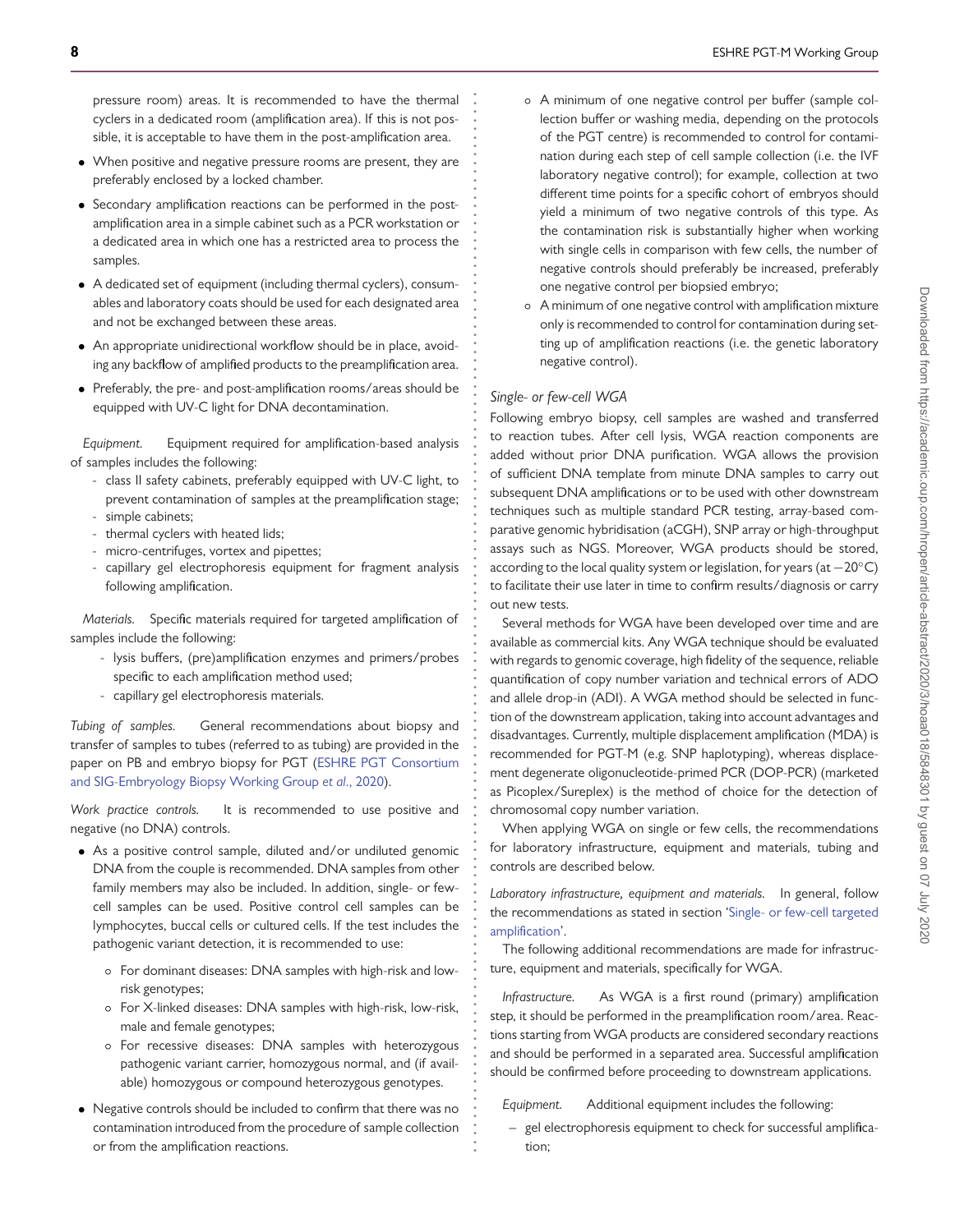pressure room) areas. It is recommended to have the thermal cyclers in a dedicated room (amplification area). If this is not possible, it is acceptable to have them in the post-amplification area.

- When positive and negative pressure rooms are present, they are preferably enclosed by a locked chamber.
- Secondary amplification reactions can be performed in the post-amplification area in a simple cabinet such as a PCR workstation or a dedicated area in which one has a restricted area to process the samples.
- A dedicated set of equipment (including thermal cyclers), consumables and laboratory coats should be used for each designated area and not be exchanged between these areas.
- An appropriate unidirectional workflow should be in place, avoiding any backflow of amplified products to the preamplification area.
- Preferably, the pre- and post-amplification rooms/areas should be equipped with UV-C light for DNA decontamination.

*Equipment.* Equipment required for amplification-based analysis of samples includes the following:

- class II safety cabinets, preferably equipped with UV-C light, to prevent contamination of samples at the preamplification stage;
- simple cabinets;
- thermal cyclers with heated lids;
- micro-centrifuges, vortex and pipettes;
- capillary gel electrophoresis equipment for fragment analysis following amplification.

*Materials.* Specific materials required for targeted amplification of samples include the following:

- lysis buffers, (pre)amplification enzymes and primers/probes specific to each amplification method used;
- capillary gel electrophoresis materials.

*Tubing of samples.* General recommendations about biopsy and transfer of samples to tubes (referred to as tubing) are provided in the paper on PB and embryo biopsy for PGT (ESHRE PGT Consortium and SIG-Embryology Biopsy Working Group *et al*., 2020).

*Work practice controls.* It is recommended to use positive and negative (no DNA) controls.

- As a positive control sample, diluted and/or undiluted genomic DNA from the couple is recommended. DNA samples from other family members may also be included. In addition, single- or few-cell samples can be used. Positive control cell samples can be lymphocytes, buccal cells or cultured cells. If the test includes the pathogenic variant detection, it is recommended to use:
    - For dominant diseases: DNA samples with high-risk and low-risk genotypes;
    - For X-linked diseases: DNA samples with high-risk, low-risk, male and female genotypes;
    - For recessive diseases: DNA samples with heterozygous pathogenic variant carrier, homozygous normal, and (if available) homozygous or compound heterozygous genotypes.
- Negative controls should be included to confirm that there was no contamination introduced from the procedure of sample collection or from the amplification reactions.
    - A minimum of one negative control per buffer (sample collection buffer or washing media, depending on the protocols of the PGT centre) is recommended to control for contamination during each step of cell sample collection (i.e. the IVF laboratory negative control); for example, collection at two different time points for a specific cohort of embryos should yield a minimum of two negative controls of this type. As the contamination risk is substantially higher when working with single cells in comparison with few cells, the number of negative controls should preferably be increased, preferably one negative control per biopsied embryo;
    - A minimum of one negative control with amplification mixture only is recommended to control for contamination during setting up of amplification reactions (i.e. the genetic laboratory negative control).

### *Single- or few-cell WGA*

Following embryo biopsy, cell samples are washed and transferred to reaction tubes. After cell lysis, WGA reaction components are added without prior DNA purification. WGA allows the provision of sufficient DNA template from minute DNA samples to carry out subsequent DNA amplifications or to be used with other downstream techniques such as multiple standard PCR testing, array-based comparative genomic hybridisation (aCGH), SNP array or high-throughput assays such as NGS. Moreover, WGA products should be stored, according to the local quality system or legislation, for years (at −20°C) to facilitate their use later in time to confirm results/diagnosis or carry out new tests.

Several methods for WGA have been developed over time and are available as commercial kits. Any WGA technique should be evaluated with regards to genomic coverage, high fidelity of the sequence, reliable quantification of copy number variation and technical errors of ADO and allele drop-in (ADI). A WGA method should be selected in function of the downstream application, taking into account advantages and disadvantages. Currently, multiple displacement amplification (MDA) is recommended for PGT-M (e.g. SNP haplotyping), whereas displacement degenerate oligonucleotide-primed PCR (DOP-PCR) (marketed as Picoplex/Sureplex) is the method of choice for the detection of chromosomal copy number variation.

When applying WGA on single or few cells, the recommendations for laboratory infrastructure, equipment and materials, tubing and controls are described below.

*Laboratory infrastructure, equipment and materials.* In general, follow the recommendations as stated in section 'Single- or few-cell targeted amplification'.

The following additional recommendations are made for infrastructure, equipment and materials, specifically for WGA.

*Infrastructure.* As WGA is a first round (primary) amplification step, it should be performed in the preamplification room/area. Reactions starting from WGA products are considered secondary reactions and should be performed in a separated area. Successful amplification should be confirmed before proceeding to downstream applications.

*Equipment.* Additional equipment includes the following:

- gel electrophoresis equipment to check for successful amplification;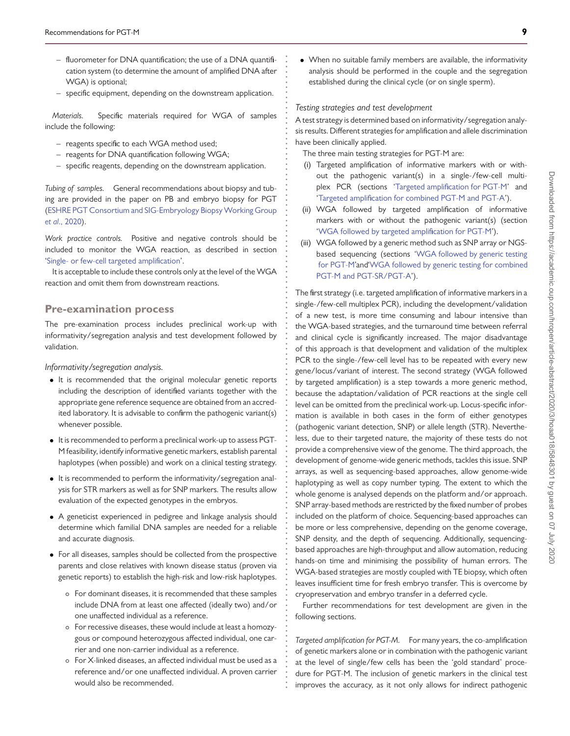- fluorometer for DNA quantification; the use of a DNA quantification system (to determine the amount of amplified DNA after WGA) is optional;
- specific equipment, depending on the downstream application.

*Materials.* Specific materials required for WGA of samples include the following:

- reagents specific to each WGA method used;
- reagents for DNA quantification following WGA;
- specific reagents, depending on the downstream application.

*Tubing of samples.* General recommendations about biopsy and tubing are provided in the paper on PB and embryo biopsy for PGT (ESHRE PGT Consortium and SIG-Embryology Biopsy Working Group *et al.*, 2020).

*Work practice controls.* Positive and negative controls should be included to monitor the WGA reaction, as described in section 'Single- or few-cell targeted amplification'.

It is acceptable to include these controls only at the level of the WGA reaction and omit them from downstream reactions.

## Pre-examination process

The pre-examination process includes preclinical work-up with informativity/segregation analysis and test development followed by validation.

*Informativity/segregation analysis.*

- It is recommended that the original molecular genetic reports including the description of identified variants together with the appropriate gene reference sequence are obtained from an accredited laboratory. It is advisable to confirm the pathogenic variant(s) whenever possible.
- It is recommended to perform a preclinical work-up to assess PGT-M feasibility, identify informative genetic markers, establish parental haplotypes (when possible) and work on a clinical testing strategy.
- It is recommended to perform the informativity/segregation analysis for STR markers as well as for SNP markers. The results allow evaluation of the expected genotypes in the embryos.
- A geneticist experienced in pedigree and linkage analysis should determine which familial DNA samples are needed for a reliable and accurate diagnosis.
- For all diseases, samples should be collected from the prospective parents and close relatives with known disease status (proven via genetic reports) to establish the high-risk and low-risk haplotypes.
    - For dominant diseases, it is recommended that these samples include DNA from at least one affected (ideally two) and/or one unaffected individual as a reference.
    - For recessive diseases, these would include at least a homozygous or compound heterozygous affected individual, one carrier and one non-carrier individual as a reference.
    - For X-linked diseases, an affected individual must be used as a reference and/or one unaffected individual. A proven carrier would also be recommended.
- When no suitable family members are available, the informativity analysis should be performed in the couple and the segregation established during the clinical cycle (or on single sperm).

*Testing strategies and test development*

A test strategy is determined based on informativity/segregation analysis results. Different strategies for amplification and allele discrimination have been clinically applied.

The three main testing strategies for PGT-M are:

(i) Targeted amplification of informative markers with or without the pathogenic variant(s) in a single-/few-cell multiplex PCR (sections 'Targeted amplification for PGT-M' and 'Targeted amplification for combined PGT-M and PGT-A').

(ii) WGA followed by targeted amplification of informative markers with or without the pathogenic variant(s) (section 'WGA followed by targeted amplification for PGT-M').

(iii) WGA followed by a generic method such as SNP array or NGS-based sequencing (sections 'WGA followed by generic testing for PGT-M' and 'WGA followed by generic testing for combined PGT-M and PGT-SR/PGT-A').

The first strategy (i.e. targeted amplification of informative markers in a single-/few-cell multiplex PCR), including the development/validation of a new test, is more time consuming and labour intensive than the WGA-based strategies, and the turnaround time between referral and clinical cycle is significantly increased. The major disadvantage of this approach is that development and validation of the multiplex PCR to the single-/few-cell level has to be repeated with every new gene/locus/variant of interest. The second strategy (WGA followed by targeted amplification) is a step towards a more generic method, because the adaptation/validation of PCR reactions at the single cell level can be omitted from the preclinical work-up. Locus-specific information is available in both cases in the form of either genotypes (pathogenic variant detection, SNP) or allele length (STR). Nevertheless, due to their targeted nature, the majority of these tests do not provide a comprehensive view of the genome. The third approach, the development of genome-wide generic methods, tackles this issue. SNP arrays, as well as sequencing-based approaches, allow genome-wide haplotyping as well as copy number typing. The extent to which the whole genome is analysed depends on the platform and/or approach. SNP array-based methods are restricted by the fixed number of probes included on the platform of choice. Sequencing-based approaches can be more or less comprehensive, depending on the genome coverage, SNP density, and the depth of sequencing. Additionally, sequencing-based approaches are high-throughput and allow automation, reducing hands-on time and minimising the possibility of human errors. The WGA-based strategies are mostly coupled with TE biopsy, which often leaves insufficient time for fresh embryo transfer. This is overcome by cryopreservation and embryo transfer in a deferred cycle.

Further recommendations for test development are given in the following sections.

*Targeted amplification for PGT-M.* For many years, the co-amplification of genetic markers alone or in combination with the pathogenic variant at the level of single/few cells has been the 'gold standard' procedure for PGT-M. The inclusion of genetic markers in the clinical test improves the accuracy, as it not only allows for indirect pathogenic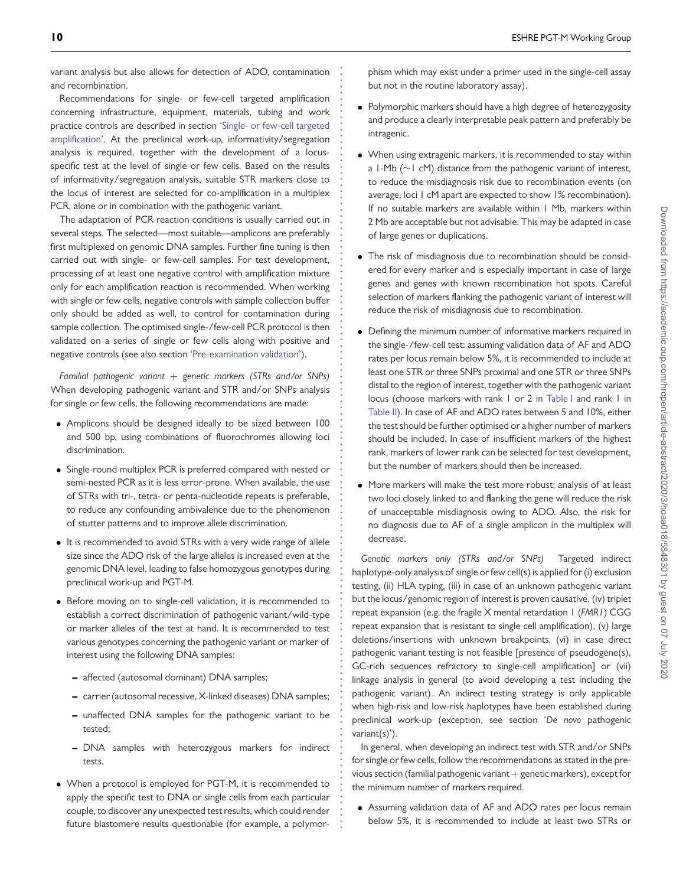variant analysis but also allows for detection of ADO, contamination and recombination.

Recommendations for single- or few-cell targeted amplification concerning infrastructure, equipment, materials, tubing and work practice controls are described in section 'Single- or few-cell targeted amplification'. At the preclinical work-up, informativity/segregation analysis is required, together with the development of a locus-specific test at the level of single or few cells. Based on the results of informativity/segregation analysis, suitable STR markers close to the locus of interest are selected for co-amplification in a multiplex PCR, alone or in combination with the pathogenic variant.

The adaptation of PCR reaction conditions is usually carried out in several steps. The selected—most suitable—amplicons are preferably first multiplexed on genomic DNA samples. Further fine tuning is then carried out with single- or few-cell samples. For test development, processing of at least one negative control with amplification mixture only for each amplification reaction is recommended. When working with single or few cells, negative controls with sample collection buffer only should be added as well, to control for contamination during sample collection. The optimised single-/few-cell PCR protocol is then validated on a series of single or few cells along with positive and negative controls (see also section 'Pre-examination validation').

*Familial pathogenic variant + genetic markers (STRs and/or SNPs)* When developing pathogenic variant and STR and/or SNPs analysis for single or few cells, the following recommendations are made:

- Amplicons should be designed ideally to be sized between 100 and 500 bp, using combinations of fluorochromes allowing loci discrimination.
- Single-round multiplex PCR is preferred compared with nested or semi-nested PCR as it is less error-prone. When available, the use of STRs with tri-, tetra- or penta-nucleotide repeats is preferable, to reduce any confounding ambivalence due to the phenomenon of stutter patterns and to improve allele discrimination.
- It is recommended to avoid STRs with a very wide range of allele size since the ADO risk of the large alleles is increased even at the genomic DNA level, leading to false homozygous genotypes during preclinical work-up and PGT-M.
- Before moving on to single-cell validation, it is recommended to establish a correct discrimination of pathogenic variant/wild-type or marker alleles of the test at hand. It is recommended to test various genotypes concerning the pathogenic variant or marker of interest using the following DNA samples:
  - affected (autosomal dominant) DNA samples;
  - carrier (autosomal recessive, X-linked diseases) DNA samples;
  - unaffected DNA samples for the pathogenic variant to be tested;
  - DNA samples with heterozygous markers for indirect tests.
- When a protocol is employed for PGT-M, it is recommended to apply the specific test to DNA or single cells from each particular couple, to discover any unexpected test results, which could render future blastomere results questionable (for example, a polymorphism which may exist under a primer used in the single-cell assay but not in the routine laboratory assay).
- Polymorphic markers should have a high degree of heterozygosity and produce a clearly interpretable peak pattern and preferably be intragenic.
- When using extragenic markers, it is recommended to stay within a 1-Mb (~1 cM) distance from the pathogenic variant of interest, to reduce the misdiagnosis risk due to recombination events (on average, loci 1 cM apart are expected to show 1% recombination). If no suitable markers are available within 1 Mb, markers within 2 Mb are acceptable but not advisable. This may be adapted in case of large genes or duplications.
- The risk of misdiagnosis due to recombination should be considered for every marker and is especially important in case of large genes and genes with known recombination hot spots. Careful selection of markers flanking the pathogenic variant of interest will reduce the risk of misdiagnosis due to recombination.
- Defining the minimum number of informative markers required in the single-/few-cell test: assuming validation data of AF and ADO rates per locus remain below 5%, it is recommended to include at least one STR or three SNPs proximal and one STR or three SNPs distal to the region of interest, together with the pathogenic variant locus (choose markers with rank 1 or 2 in Table I and rank 1 in Table II). In case of AF and ADO rates between 5 and 10%, either the test should be further optimised or a higher number of markers should be included. In case of insufficient markers of the highest rank, markers of lower rank can be selected for test development, but the number of markers should then be increased.
- More markers will make the test more robust; analysis of at least two loci closely linked to and flanking the gene will reduce the risk of unacceptable misdiagnosis owing to ADO. Also, the risk for no diagnosis due to AF of a single amplicon in the multiplex will decrease.

*Genetic markers only (STRs and/or SNPs)* Targeted indirect haplotype-only analysis of single or few cell(s) is applied for (i) exclusion testing, (ii) HLA typing, (iii) in case of an unknown pathogenic variant but the locus/genomic region of interest is proven causative, (iv) triplet repeat expansion (e.g. the fragile X mental retardation 1 (*FMR1*) CGG repeat expansion that is resistant to single cell amplification), (v) large deletions/insertions with unknown breakpoints, (vi) in case direct pathogenic variant testing is not feasible [presence of pseudogene(s), GC-rich sequences refractory to single-cell amplification] or (vii) linkage analysis in general (to avoid developing a test including the pathogenic variant). An indirect testing strategy is only applicable when high-risk and low-risk haplotypes have been established during preclinical work-up (exception, see section '*De novo* pathogenic variant(s)').

In general, when developing an indirect test with STR and/or SNPs for single or few cells, follow the recommendations as stated in the previous section (familial pathogenic variant + genetic markers), except for the minimum number of markers required.

- Assuming validation data of AF and ADO rates per locus remain below 5%, it is recommended to include at least two STRs or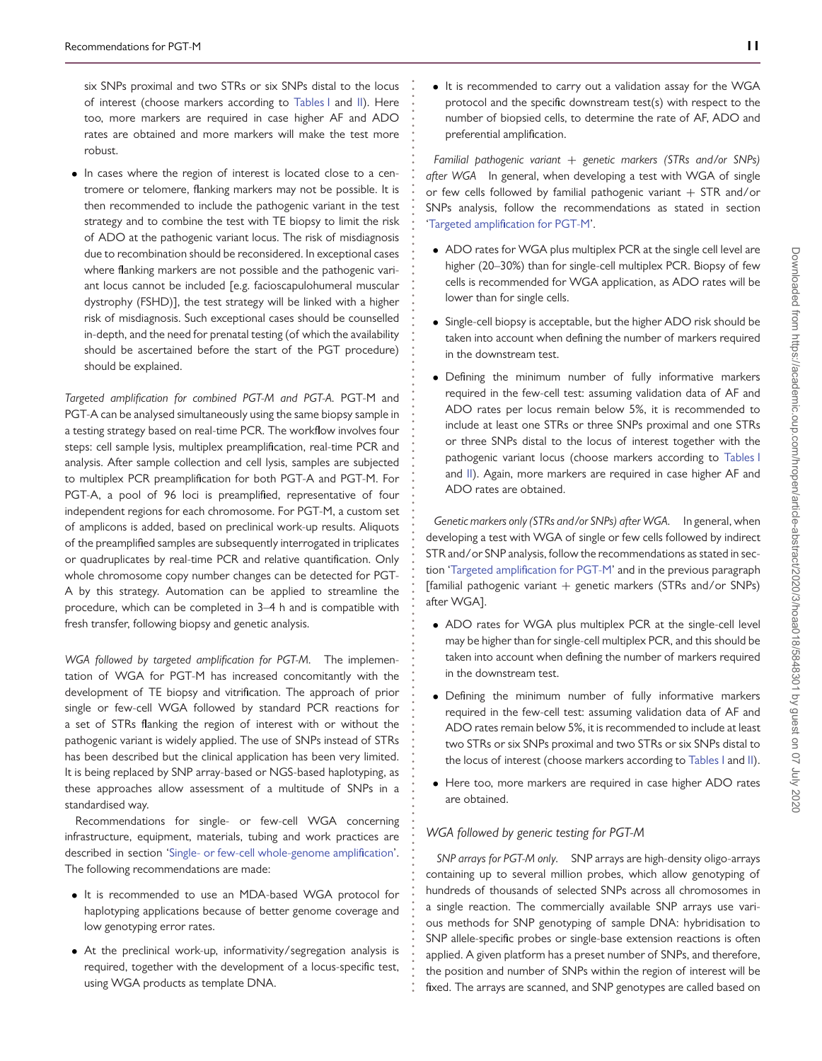six SNPs proximal and two STRs or six SNPs distal to the locus of interest (choose markers according to Tables I and II). Here too, more markers are required in case higher AF and ADO rates are obtained and more markers will make the test more robust.

- In cases where the region of interest is located close to a centromere or telomere, flanking markers may not be possible. It is then recommended to include the pathogenic variant in the test strategy and to combine the test with TE biopsy to limit the risk of ADO at the pathogenic variant locus. The risk of misdiagnosis due to recombination should be reconsidered. In exceptional cases where flanking markers are not possible and the pathogenic variant locus cannot be included [e.g. facioscapulohumeral muscular dystrophy (FSHD)], the test strategy will be linked with a higher risk of misdiagnosis. Such exceptional cases should be counselled in-depth, and the need for prenatal testing (of which the availability should be ascertained before the start of the PGT procedure) should be explained.

*Targeted amplification for combined PGT-M and PGT-A.* PGT-M and PGT-A can be analysed simultaneously using the same biopsy sample in a testing strategy based on real-time PCR. The workflow involves four steps: cell sample lysis, multiplex preamplification, real-time PCR and analysis. After sample collection and cell lysis, samples are subjected to multiplex PCR preamplification for both PGT-A and PGT-M. For PGT-A, a pool of 96 loci is preamplified, representative of four independent regions for each chromosome. For PGT-M, a custom set of amplicons is added, based on preclinical work-up results. Aliquots of the preamplified samples are subsequently interrogated in triplicates or quadruplicates by real-time PCR and relative quantification. Only whole chromosome copy number changes can be detected for PGT-A by this strategy. Automation can be applied to streamline the procedure, which can be completed in 3–4 h and is compatible with fresh transfer, following biopsy and genetic analysis.

*WGA followed by targeted amplification for PGT-M.* The implementation of WGA for PGT-M has increased concomitantly with the development of TE biopsy and vitrification. The approach of prior single or few-cell WGA followed by standard PCR reactions for a set of STRs flanking the region of interest with or without the pathogenic variant is widely applied. The use of SNPs instead of STRs has been described but the clinical application has been very limited. It is being replaced by SNP array-based or NGS-based haplotyping, as these approaches allow assessment of a multitude of SNPs in a standardised way.

Recommendations for single- or few-cell WGA concerning infrastructure, equipment, materials, tubing and work practices are described in section 'Single- or few-cell whole-genome amplification'. The following recommendations are made:

- It is recommended to use an MDA-based WGA protocol for haplotyping applications because of better genome coverage and low genotyping error rates.
- At the preclinical work-up, informativity/segregation analysis is required, together with the development of a locus-specific test, using WGA products as template DNA.
- It is recommended to carry out a validation assay for the WGA protocol and the specific downstream test(s) with respect to the number of biopsied cells, to determine the rate of AF, ADO and preferential amplification.

*Familial pathogenic variant + genetic markers (STRs and/or SNPs) after WGA* In general, when developing a test with WGA of single or few cells followed by familial pathogenic variant + STR and/or SNPs analysis, follow the recommendations as stated in section 'Targeted amplification for PGT-M'.

- ADO rates for WGA plus multiplex PCR at the single cell level are higher (20–30%) than for single-cell multiplex PCR. Biopsy of few cells is recommended for WGA application, as ADO rates will be lower than for single cells.
- Single-cell biopsy is acceptable, but the higher ADO risk should be taken into account when defining the number of markers required in the downstream test.
- Defining the minimum number of fully informative markers required in the few-cell test: assuming validation data of AF and ADO rates per locus remain below 5%, it is recommended to include at least one STRs or three SNPs proximal and one STRs or three SNPs distal to the locus of interest together with the pathogenic variant locus (choose markers according to Tables I and II). Again, more markers are required in case higher AF and ADO rates are obtained.

*Genetic markers only (STRs and/or SNPs) after WGA.* In general, when developing a test with WGA of single or few cells followed by indirect STR and/or SNP analysis, follow the recommendations as stated in section 'Targeted amplification for PGT-M' and in the previous paragraph [familial pathogenic variant + genetic markers (STRs and/or SNPs) after WGA].

- ADO rates for WGA plus multiplex PCR at the single-cell level may be higher than for single-cell multiplex PCR, and this should be taken into account when defining the number of markers required in the downstream test.
- Defining the minimum number of fully informative markers required in the few-cell test: assuming validation data of AF and ADO rates remain below 5%, it is recommended to include at least two STRs or six SNPs proximal and two STRs or six SNPs distal to the locus of interest (choose markers according to Tables I and II).
- Here too, more markers are required in case higher ADO rates are obtained.

### WGA followed by generic testing for PGT-M

*SNP arrays for PGT-M only.* SNP arrays are high-density oligo-arrays containing up to several million probes, which allow genotyping of hundreds of thousands of selected SNPs across all chromosomes in a single reaction. The commercially available SNP arrays use various methods for SNP genotyping of sample DNA: hybridisation to SNP allele-specific probes or single-base extension reactions is often applied. A given platform has a preset number of SNPs, and therefore, the position and number of SNPs within the region of interest will be fixed. The arrays are scanned, and SNP genotypes are called based on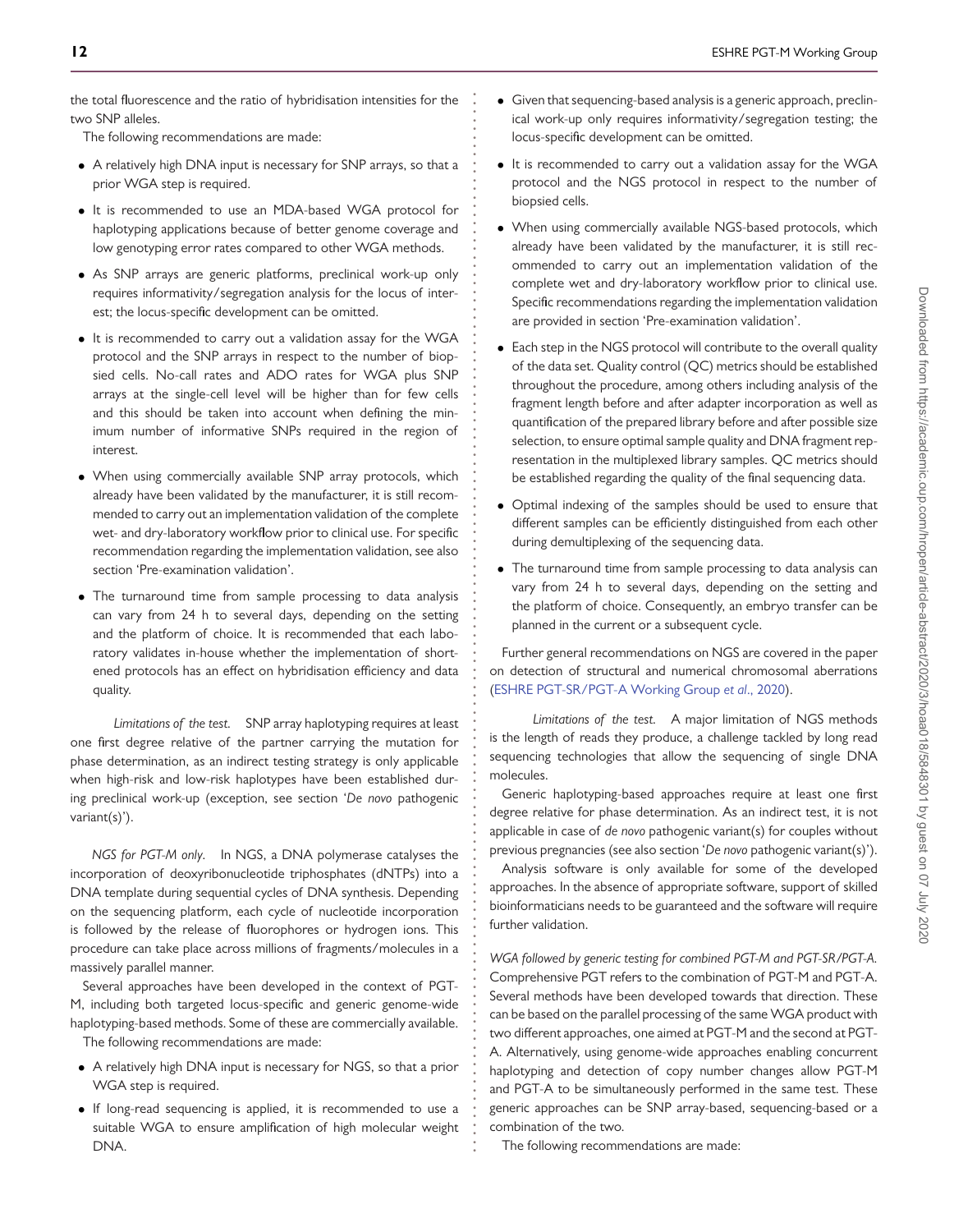the total fluorescence and the ratio of hybridisation intensities for the two SNP alleles.

The following recommendations are made:

- A relatively high DNA input is necessary for SNP arrays, so that a prior WGA step is required.
- It is recommended to use an MDA-based WGA protocol for haplotyping applications because of better genome coverage and low genotyping error rates compared to other WGA methods.
- As SNP arrays are generic platforms, preclinical work-up only requires informativity/segregation analysis for the locus of interest; the locus-specific development can be omitted.
- It is recommended to carry out a validation assay for the WGA protocol and the SNP arrays in respect to the number of biopsied cells. No-call rates and ADO rates for WGA plus SNP arrays at the single-cell level will be higher than for few cells and this should be taken into account when defining the minimum number of informative SNPs required in the region of interest.
- When using commercially available SNP array protocols, which already have been validated by the manufacturer, it is still recommended to carry out an implementation validation of the complete wet- and dry-laboratory workflow prior to clinical use. For specific recommendation regarding the implementation validation, see also section 'Pre-examination validation'.
- The turnaround time from sample processing to data analysis can vary from 24 h to several days, depending on the setting and the platform of choice. It is recommended that each laboratory validates in-house whether the implementation of shortened protocols has an effect on hybridisation efficiency and data quality.

*Limitations of the test.* SNP array haplotyping requires at least one first degree relative of the partner carrying the mutation for phase determination, as an indirect testing strategy is only applicable when high-risk and low-risk haplotypes have been established during preclinical work-up (exception, see section '*De novo* pathogenic variant(s)').

*NGS for PGT-M only.* In NGS, a DNA polymerase catalyses the incorporation of deoxyribonucleotide triphosphates (dNTPs) into a DNA template during sequential cycles of DNA synthesis. Depending on the sequencing platform, each cycle of nucleotide incorporation is followed by the release of fluorophores or hydrogen ions. This procedure can take place across millions of fragments/molecules in a massively parallel manner.

Several approaches have been developed in the context of PGT-M, including both targeted locus-specific and generic genome-wide haplotyping-based methods. Some of these are commercially available.

The following recommendations are made:

- A relatively high DNA input is necessary for NGS, so that a prior WGA step is required.
- If long-read sequencing is applied, it is recommended to use a suitable WGA to ensure amplification of high molecular weight DNA.
- Given that sequencing-based analysis is a generic approach, preclinical work-up only requires informativity/segregation testing; the locus-specific development can be omitted.
- It is recommended to carry out a validation assay for the WGA protocol and the NGS protocol in respect to the number of biopsied cells.
- When using commercially available NGS-based protocols, which already have been validated by the manufacturer, it is still recommended to carry out an implementation validation of the complete wet and dry-laboratory workflow prior to clinical use. Specific recommendations regarding the implementation validation are provided in section 'Pre-examination validation'.
- Each step in the NGS protocol will contribute to the overall quality of the data set. Quality control (QC) metrics should be established throughout the procedure, among others including analysis of the fragment length before and after adapter incorporation as well as quantification of the prepared library before and after possible size selection, to ensure optimal sample quality and DNA fragment representation in the multiplexed library samples. QC metrics should be established regarding the quality of the final sequencing data.
- Optimal indexing of the samples should be used to ensure that different samples can be efficiently distinguished from each other during demultiplexing of the sequencing data.
- The turnaround time from sample processing to data analysis can vary from 24 h to several days, depending on the setting and the platform of choice. Consequently, an embryo transfer can be planned in the current or a subsequent cycle.

Further general recommendations on NGS are covered in the paper on detection of structural and numerical chromosomal aberrations (ESHRE PGT-SR/PGT-A Working Group *et al.*, 2020).

*Limitations of the test.* A major limitation of NGS methods is the length of reads they produce, a challenge tackled by long read sequencing technologies that allow the sequencing of single DNA molecules.

Generic haplotyping-based approaches require at least one first degree relative for phase determination. As an indirect test, it is not applicable in case of *de novo* pathogenic variant(s) for couples without previous pregnancies (see also section '*De novo* pathogenic variant(s)').

Analysis software is only available for some of the developed approaches. In the absence of appropriate software, support of skilled bioinformaticians needs to be guaranteed and the software will require further validation.

*WGA followed by generic testing for combined PGT-M and PGT-SR/PGT-A.* Comprehensive PGT refers to the combination of PGT-M and PGT-A. Several methods have been developed towards that direction. These can be based on the parallel processing of the same WGA product with two different approaches, one aimed at PGT-M and the second at PGT-A. Alternatively, using genome-wide approaches enabling concurrent haplotyping and detection of copy number changes allow PGT-M and PGT-A to be simultaneously performed in the same test. These generic approaches can be SNP array-based, sequencing-based or a combination of the two.

The following recommendations are made: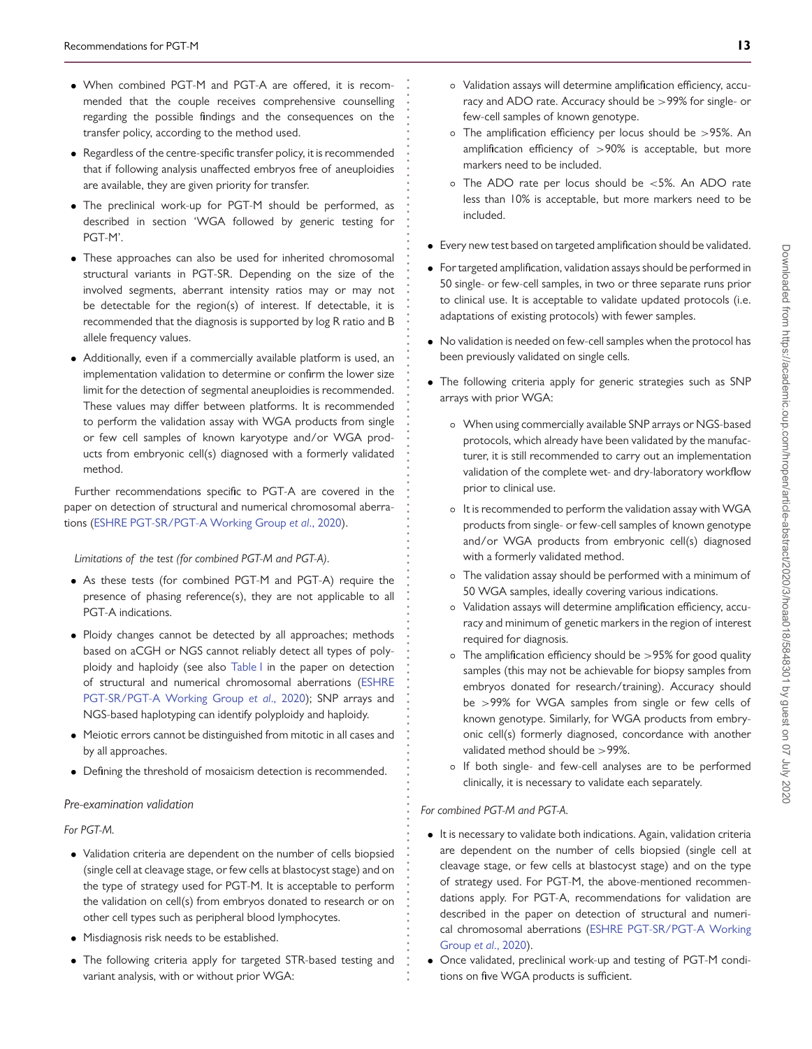- When combined PGT-M and PGT-A are offered, it is recommended that the couple receives comprehensive counselling regarding the possible findings and the consequences on the transfer policy, according to the method used.
- Regardless of the centre-specific transfer policy, it is recommended that if following analysis unaffected embryos free of aneuploidies are available, they are given priority for transfer.
- The preclinical work-up for PGT-M should be performed, as described in section 'WGA followed by generic testing for PGT-M'.
- These approaches can also be used for inherited chromosomal structural variants in PGT-SR. Depending on the size of the involved segments, aberrant intensity ratios may or may not be detectable for the region(s) of interest. If detectable, it is recommended that the diagnosis is supported by log R ratio and B allele frequency values.
- Additionally, even if a commercially available platform is used, an implementation validation to determine or confirm the lower size limit for the detection of segmental aneuploidies is recommended. These values may differ between platforms. It is recommended to perform the validation assay with WGA products from single or few cell samples of known karyotype and/or WGA products from embryonic cell(s) diagnosed with a formerly validated method.

Further recommendations specific to PGT-A are covered in the paper on detection of structural and numerical chromosomal aberrations (ESHRE PGT-SR/PGT-A Working Group *et al*., 2020).

*Limitations of the test (for combined PGT-M and PGT-A).*

- As these tests (for combined PGT-M and PGT-A) require the presence of phasing reference(s), they are not applicable to all PGT-A indications.
- Ploidy changes cannot be detected by all approaches; methods based on aCGH or NGS cannot reliably detect all types of polyploidy and haploidy (see also Table I in the paper on detection of structural and numerical chromosomal aberrations (ESHRE PGT-SR/PGT-A Working Group *et al*., 2020); SNP arrays and NGS-based haplotyping can identify polyploidy and haploidy.
- Meiotic errors cannot be distinguished from mitotic in all cases and by all approaches.
- Defining the threshold of mosaicism detection is recommended.

*Pre-examination validation*

*For PGT-M.*

- Validation criteria are dependent on the number of cells biopsied (single cell at cleavage stage, or few cells at blastocyst stage) and on the type of strategy used for PGT-M. It is acceptable to perform the validation on cell(s) from embryos donated to research or on other cell types such as peripheral blood lymphocytes.
- Misdiagnosis risk needs to be established.
- The following criteria apply for targeted STR-based testing and variant analysis, with or without prior WGA:
  - Validation assays will determine amplification efficiency, accuracy and ADO rate. Accuracy should be >99% for single- or few-cell samples of known genotype.
  - The amplification efficiency per locus should be >95%. An amplification efficiency of >90% is acceptable, but more markers need to be included.
  - The ADO rate per locus should be <5%. An ADO rate less than 10% is acceptable, but more markers need to be included.
- Every new test based on targeted amplification should be validated.
- For targeted amplification, validation assays should be performed in 50 single- or few-cell samples, in two or three separate runs prior to clinical use. It is acceptable to validate updated protocols (i.e. adaptations of existing protocols) with fewer samples.
- No validation is needed on few-cell samples when the protocol has been previously validated on single cells.
- The following criteria apply for generic strategies such as SNP arrays with prior WGA:
  - When using commercially available SNP arrays or NGS-based protocols, which already have been validated by the manufacturer, it is still recommended to carry out an implementation validation of the complete wet- and dry-laboratory workflow prior to clinical use.
  - It is recommended to perform the validation assay with WGA products from single- or few-cell samples of known genotype and/or WGA products from embryonic cell(s) diagnosed with a formerly validated method.
  - The validation assay should be performed with a minimum of 50 WGA samples, ideally covering various indications.
  - Validation assays will determine amplification efficiency, accuracy and minimum of genetic markers in the region of interest required for diagnosis.
  - The amplification efficiency should be >95% for good quality samples (this may not be achievable for biopsy samples from embryos donated for research/training). Accuracy should be >99% for WGA samples from single or few cells of known genotype. Similarly, for WGA products from embryonic cell(s) formerly diagnosed, concordance with another validated method should be >99%.
  - If both single- and few-cell analyses are to be performed clinically, it is necessary to validate each separately.

*For combined PGT-M and PGT-A.*

- It is necessary to validate both indications. Again, validation criteria are dependent on the number of cells biopsied (single cell at cleavage stage, or few cells at blastocyst stage) and on the type of strategy used. For PGT-M, the above-mentioned recommendations apply. For PGT-A, recommendations for validation are described in the paper on detection of structural and numerical chromosomal aberrations (ESHRE PGT-SR/PGT-A Working Group *et al*., 2020).
- Once validated, preclinical work-up and testing of PGT-M conditions on five WGA products is sufficient.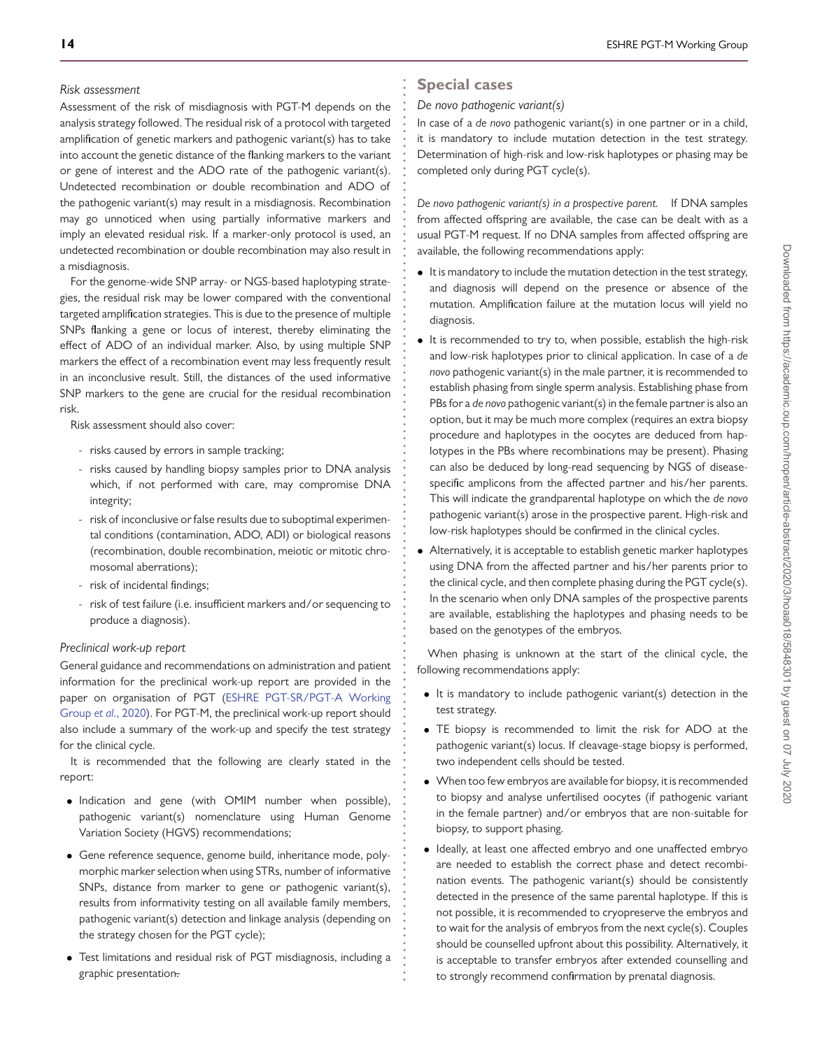*Risk assessment*

Assessment of the risk of misdiagnosis with PGT-M depends on the analysis strategy followed. The residual risk of a protocol with targeted amplification of genetic markers and pathogenic variant(s) has to take into account the genetic distance of the flanking markers to the variant or gene of interest and the ADO rate of the pathogenic variant(s). Undetected recombination or double recombination and ADO of the pathogenic variant(s) may result in a misdiagnosis. Recombination may go unnoticed when using partially informative markers and imply an elevated residual risk. If a marker-only protocol is used, an undetected recombination or double recombination may also result in a misdiagnosis.

For the genome-wide SNP array- or NGS-based haplotyping strategies, the residual risk may be lower compared with the conventional targeted amplification strategies. This is due to the presence of multiple SNPs flanking a gene or locus of interest, thereby eliminating the effect of ADO of an individual marker. Also, by using multiple SNP markers the effect of a recombination event may less frequently result in an inconclusive result. Still, the distances of the used informative SNP markers to the gene are crucial for the residual recombination risk.

Risk assessment should also cover:

- risks caused by errors in sample tracking;
- risks caused by handling biopsy samples prior to DNA analysis which, if not performed with care, may compromise DNA integrity;
- risk of inconclusive or false results due to suboptimal experimental conditions (contamination, ADO, ADI) or biological reasons (recombination, double recombination, meiotic or mitotic chromosomal aberrations);
- risk of incidental findings;
- risk of test failure (i.e. insufficient markers and/or sequencing to produce a diagnosis).

*Preclinical work-up report*

General guidance and recommendations on administration and patient information for the preclinical work-up report are provided in the paper on organisation of PGT (ESHRE PGT-SR/PGT-A Working Group *et al.*, 2020). For PGT-M, the preclinical work-up report should also include a summary of the work-up and specify the test strategy for the clinical cycle.

It is recommended that the following are clearly stated in the report:

- Indication and gene (with OMIM number when possible), pathogenic variant(s) nomenclature using Human Genome Variation Society (HGVS) recommendations;
- Gene reference sequence, genome build, inheritance mode, polymorphic marker selection when using STRs, number of informative SNPs, distance from marker to gene or pathogenic variant(s), results from informativity testing on all available family members, pathogenic variant(s) detection and linkage analysis (depending on the strategy chosen for the PGT cycle);
- Test limitations and residual risk of PGT misdiagnosis, including a graphic presentation.

## Special cases

*De novo pathogenic variant(s)*

In case of a *de novo* pathogenic variant(s) in one partner or in a child, it is mandatory to include mutation detection in the test strategy. Determination of high-risk and low-risk haplotypes or phasing may be completed only during PGT cycle(s).

*De novo pathogenic variant(s) in a prospective parent.* If DNA samples from affected offspring are available, the case can be dealt with as a usual PGT-M request. If no DNA samples from affected offspring are available, the following recommendations apply:

- It is mandatory to include the mutation detection in the test strategy, and diagnosis will depend on the presence or absence of the mutation. Amplification failure at the mutation locus will yield no diagnosis.
- It is recommended to try to, when possible, establish the high-risk and low-risk haplotypes prior to clinical application. In case of a *de novo* pathogenic variant(s) in the male partner, it is recommended to establish phasing from single sperm analysis. Establishing phase from PBs for a *de novo* pathogenic variant(s) in the female partner is also an option, but it may be much more complex (requires an extra biopsy procedure and haplotypes in the oocytes are deduced from haplotypes in the PBs where recombinations may be present). Phasing can also be deduced by long-read sequencing by NGS of disease-specific amplicons from the affected partner and his/her parents. This will indicate the grandparental haplotype on which the *de novo* pathogenic variant(s) arose in the prospective parent. High-risk and low-risk haplotypes should be confirmed in the clinical cycles.
- Alternatively, it is acceptable to establish genetic marker haplotypes using DNA from the affected partner and his/her parents prior to the clinical cycle, and then complete phasing during the PGT cycle(s). In the scenario when only DNA samples of the prospective parents are available, establishing the haplotypes and phasing needs to be based on the genotypes of the embryos.

When phasing is unknown at the start of the clinical cycle, the following recommendations apply:

- It is mandatory to include pathogenic variant(s) detection in the test strategy.
- TE biopsy is recommended to limit the risk for ADO at the pathogenic variant(s) locus. If cleavage-stage biopsy is performed, two independent cells should be tested.
- When too few embryos are available for biopsy, it is recommended to biopsy and analyse unfertilised oocytes (if pathogenic variant in the female partner) and/or embryos that are non-suitable for biopsy, to support phasing.
- Ideally, at least one affected embryo and one unaffected embryo are needed to establish the correct phase and detect recombination events. The pathogenic variant(s) should be consistently detected in the presence of the same parental haplotype. If this is not possible, it is recommended to cryopreserve the embryos and to wait for the analysis of embryos from the next cycle(s). Couples should be counselled upfront about this possibility. Alternatively, it is acceptable to transfer embryos after extended counselling and to strongly recommend confirmation by prenatal diagnosis.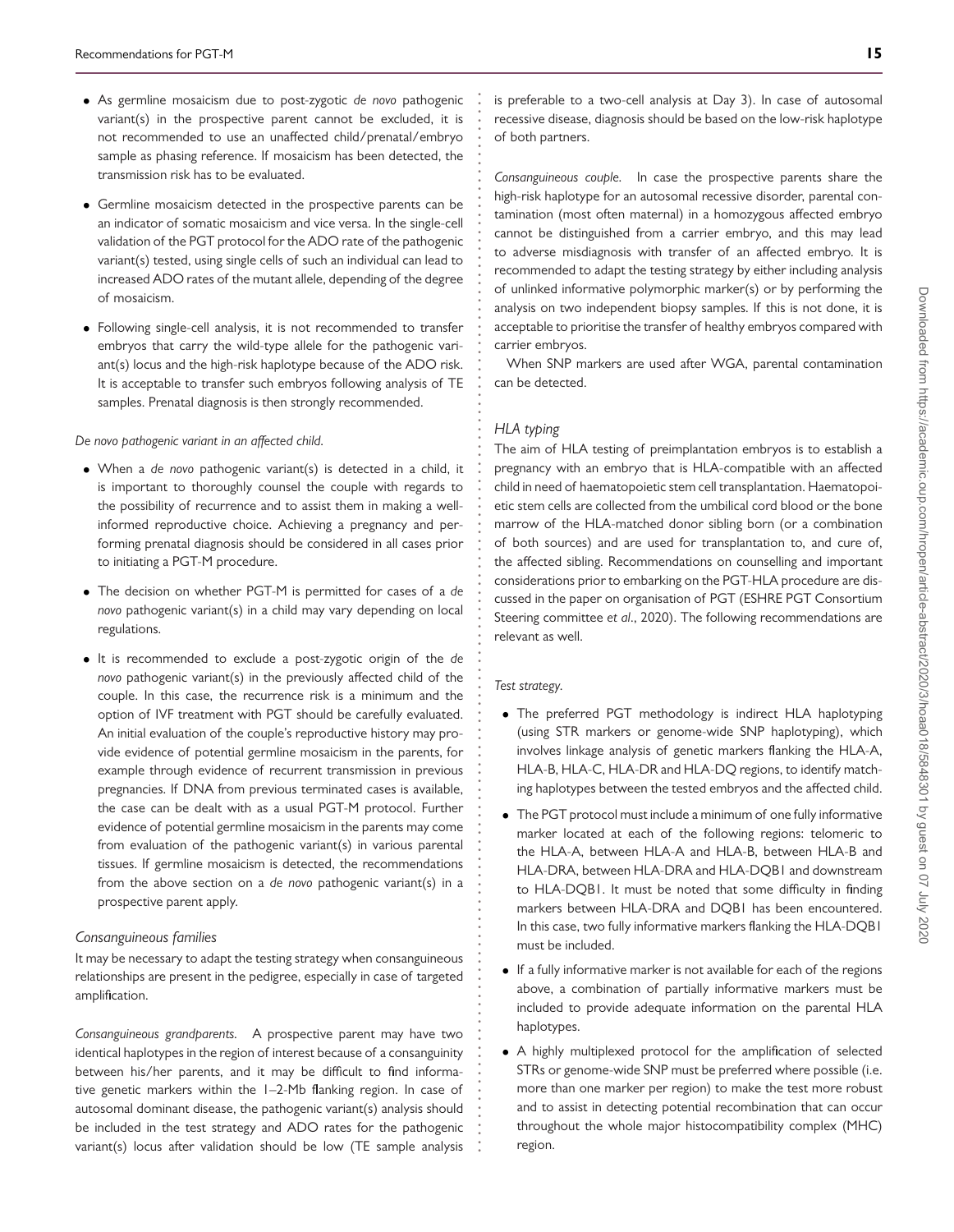- As germline mosaicism due to post-zygotic *de novo* pathogenic variant(s) in the prospective parent cannot be excluded, it is not recommended to use an unaffected child/prenatal/embryo sample as phasing reference. If mosaicism has been detected, the transmission risk has to be evaluated.
- Germline mosaicism detected in the prospective parents can be an indicator of somatic mosaicism and vice versa. In the single-cell validation of the PGT protocol for the ADO rate of the pathogenic variant(s) tested, using single cells of such an individual can lead to increased ADO rates of the mutant allele, depending of the degree of mosaicism.
- Following single-cell analysis, it is not recommended to transfer embryos that carry the wild-type allele for the pathogenic variant(s) locus and the high-risk haplotype because of the ADO risk. It is acceptable to transfer such embryos following analysis of TE samples. Prenatal diagnosis is then strongly recommended.

*De novo pathogenic variant in an affected child.*

- When a *de novo* pathogenic variant(s) is detected in a child, it is important to thoroughly counsel the couple with regards to the possibility of recurrence and to assist them in making a well-informed reproductive choice. Achieving a pregnancy and performing prenatal diagnosis should be considered in all cases prior to initiating a PGT-M procedure.
- The decision on whether PGT-M is permitted for cases of a *de novo* pathogenic variant(s) in a child may vary depending on local regulations.
- It is recommended to exclude a post-zygotic origin of the *de novo* pathogenic variant(s) in the previously affected child of the couple. In this case, the recurrence risk is a minimum and the option of IVF treatment with PGT should be carefully evaluated. An initial evaluation of the couple's reproductive history may provide evidence of potential germline mosaicism in the parents, for example through evidence of recurrent transmission in previous pregnancies. If DNA from previous terminated cases is available, the case can be dealt with as a usual PGT-M protocol. Further evidence of potential germline mosaicism in the parents may come from evaluation of the pathogenic variant(s) in various parental tissues. If germline mosaicism is detected, the recommendations from the above section on a *de novo* pathogenic variant(s) in a prospective parent apply.

### Consanguineous families

It may be necessary to adapt the testing strategy when consanguineous relationships are present in the pedigree, especially in case of targeted amplification.

*Consanguineous grandparents.* A prospective parent may have two identical haplotypes in the region of interest because of a consanguinity between his/her parents, and it may be difficult to find informative genetic markers within the 1–2-Mb flanking region. In case of autosomal dominant disease, the pathogenic variant(s) analysis should be included in the test strategy and ADO rates for the pathogenic variant(s) locus after validation should be low (TE sample analysis is preferable to a two-cell analysis at Day 3). In case of autosomal recessive disease, diagnosis should be based on the low-risk haplotype of both partners.

*Consanguineous couple.* In case the prospective parents share the high-risk haplotype for an autosomal recessive disorder, parental contamination (most often maternal) in a homozygous affected embryo cannot be distinguished from a carrier embryo, and this may lead to adverse misdiagnosis with transfer of an affected embryo. It is recommended to adapt the testing strategy by either including analysis of unlinked informative polymorphic marker(s) or by performing the analysis on two independent biopsy samples. If this is not done, it is acceptable to prioritise the transfer of healthy embryos compared with carrier embryos.

When SNP markers are used after WGA, parental contamination can be detected.

### HLA typing

The aim of HLA testing of preimplantation embryos is to establish a pregnancy with an embryo that is HLA-compatible with an affected child in need of haematopoietic stem cell transplantation. Haematopoietic stem cells are collected from the umbilical cord blood or the bone marrow of the HLA-matched donor sibling born (or a combination of both sources) and are used for transplantation to, and cure of, the affected sibling. Recommendations on counselling and important considerations prior to embarking on the PGT-HLA procedure are discussed in the paper on organisation of PGT (ESHRE PGT Consortium Steering committee *et al*., 2020). The following recommendations are relevant as well.

*Test strategy.*

- The preferred PGT methodology is indirect HLA haplotyping (using STR markers or genome-wide SNP haplotyping), which involves linkage analysis of genetic markers flanking the HLA-A, HLA-B, HLA-C, HLA-DR and HLA-DQ regions, to identify matching haplotypes between the tested embryos and the affected child.
- The PGT protocol must include a minimum of one fully informative marker located at each of the following regions: telomeric to the HLA-A, between HLA-A and HLA-B, between HLA-B and HLA-DRA, between HLA-DRA and HLA-DQB1 and downstream to HLA-DQB1. It must be noted that some difficulty in finding markers between HLA-DRA and DQB1 has been encountered. In this case, two fully informative markers flanking the HLA-DQB1 must be included.
- If a fully informative marker is not available for each of the regions above, a combination of partially informative markers must be included to provide adequate information on the parental HLA haplotypes.
- A highly multiplexed protocol for the amplification of selected STRs or genome-wide SNP must be preferred where possible (i.e. more than one marker per region) to make the test more robust and to assist in detecting potential recombination that can occur throughout the whole major histocompatibility complex (MHC) region.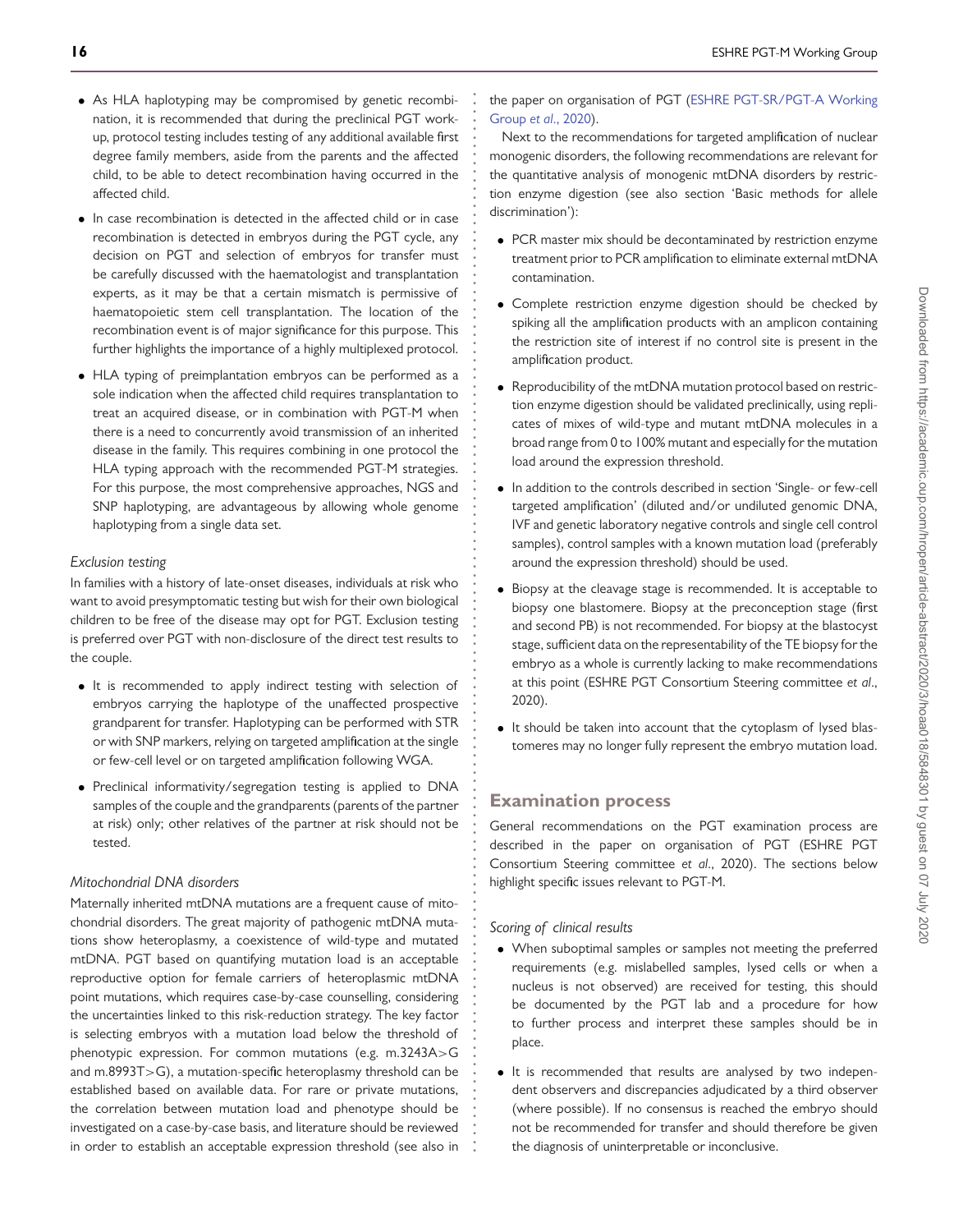- As HLA haplotyping may be compromised by genetic recombination, it is recommended that during the preclinical PGT work-up, protocol testing includes testing of any additional available first degree family members, aside from the parents and the affected child, to be able to detect recombination having occurred in the affected child.
- In case recombination is detected in the affected child or in case recombination is detected in embryos during the PGT cycle, any decision on PGT and selection of embryos for transfer must be carefully discussed with the haematologist and transplantation experts, as it may be that a certain mismatch is permissive of haematopoietic stem cell transplantation. The location of the recombination event is of major significance for this purpose. This further highlights the importance of a highly multiplexed protocol.
- HLA typing of preimplantation embryos can be performed as a sole indication when the affected child requires transplantation to treat an acquired disease, or in combination with PGT-M when there is a need to concurrently avoid transmission of an inherited disease in the family. This requires combining in one protocol the HLA typing approach with the recommended PGT-M strategies. For this purpose, the most comprehensive approaches, NGS and SNP haplotyping, are advantageous by allowing whole genome haplotyping from a single data set.

### *Exclusion testing*

In families with a history of late-onset diseases, individuals at risk who want to avoid presymptomatic testing but wish for their own biological children to be free of the disease may opt for PGT. Exclusion testing is preferred over PGT with non-disclosure of the direct test results to the couple.

- It is recommended to apply indirect testing with selection of embryos carrying the haplotype of the unaffected prospective grandparent for transfer. Haplotyping can be performed with STR or with SNP markers, relying on targeted amplification at the single or few-cell level or on targeted amplification following WGA.
- Preclinical informativity/segregation testing is applied to DNA samples of the couple and the grandparents (parents of the partner at risk) only; other relatives of the partner at risk should not be tested.

### *Mitochondrial DNA disorders*

Maternally inherited mtDNA mutations are a frequent cause of mitochondrial disorders. The great majority of pathogenic mtDNA mutations show heteroplasmy, a coexistence of wild-type and mutated mtDNA. PGT based on quantifying mutation load is an acceptable reproductive option for female carriers of heteroplasmic mtDNA point mutations, which requires case-by-case counselling, considering the uncertainties linked to this risk-reduction strategy. The key factor is selecting embryos with a mutation load below the threshold of phenotypic expression. For common mutations (e.g. m.3243A>G and m.8993T>G), a mutation-specific heteroplasmy threshold can be established based on available data. For rare or private mutations, the correlation between mutation load and phenotype should be investigated on a case-by-case basis, and literature should be reviewed in order to establish an acceptable expression threshold (see also in the paper on organisation of PGT (ESHRE PGT-SR/PGT-A Working Group *et al*., 2020).

Next to the recommendations for targeted amplification of nuclear monogenic disorders, the following recommendations are relevant for the quantitative analysis of monogenic mtDNA disorders by restriction enzyme digestion (see also section 'Basic methods for allele discrimination'):

- PCR master mix should be decontaminated by restriction enzyme treatment prior to PCR amplification to eliminate external mtDNA contamination.
- Complete restriction enzyme digestion should be checked by spiking all the amplification products with an amplicon containing the restriction site of interest if no control site is present in the amplification product.
- Reproducibility of the mtDNA mutation protocol based on restriction enzyme digestion should be validated preclinically, using replicates of mixes of wild-type and mutant mtDNA molecules in a broad range from 0 to 100% mutant and especially for the mutation load around the expression threshold.
- In addition to the controls described in section 'Single- or few-cell targeted amplification' (diluted and/or undiluted genomic DNA, IVF and genetic laboratory negative controls and single cell control samples), control samples with a known mutation load (preferably around the expression threshold) should be used.
- Biopsy at the cleavage stage is recommended. It is acceptable to biopsy one blastomere. Biopsy at the preconception stage (first and second PB) is not recommended. For biopsy at the blastocyst stage, sufficient data on the representability of the TE biopsy for the embryo as a whole is currently lacking to make recommendations at this point (ESHRE PGT Consortium Steering committee *et al*., 2020).
- It should be taken into account that the cytoplasm of lysed blastomeres may no longer fully represent the embryo mutation load.

## Examination process

General recommendations on the PGT examination process are described in the paper on organisation of PGT (ESHRE PGT Consortium Steering committee *et al*., 2020). The sections below highlight specific issues relevant to PGT-M.

### *Scoring of clinical results*

- When suboptimal samples or samples not meeting the preferred requirements (e.g. mislabelled samples, lysed cells or when a nucleus is not observed) are received for testing, this should be documented by the PGT lab and a procedure for how to further process and interpret these samples should be in place.
- It is recommended that results are analysed by two independent observers and discrepancies adjudicated by a third observer (where possible). If no consensus is reached the embryo should not be recommended for transfer and should therefore be given the diagnosis of uninterpretable or inconclusive.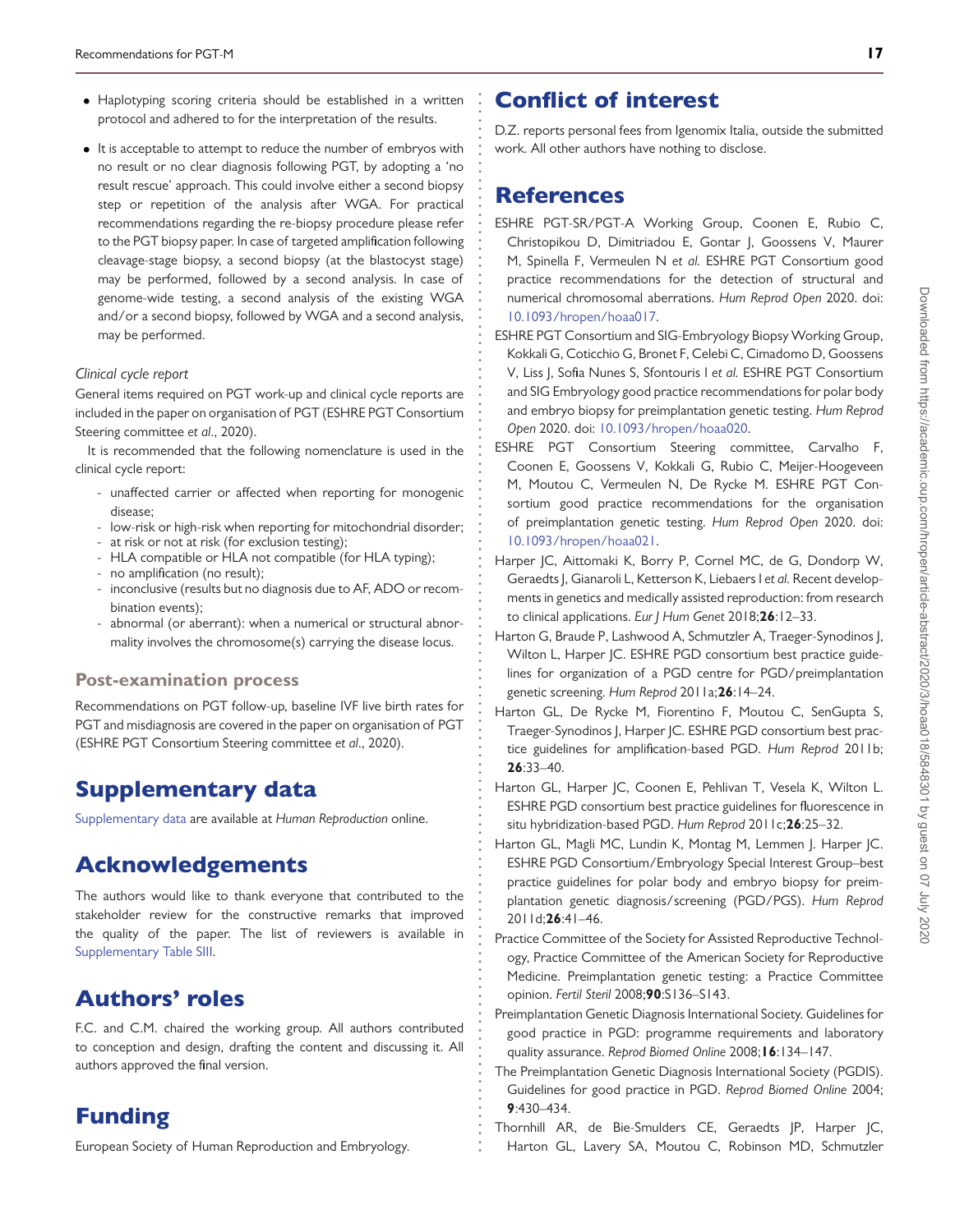- Haplotyping scoring criteria should be established in a written protocol and adhered to for the interpretation of the results.
- It is acceptable to attempt to reduce the number of embryos with no result or no clear diagnosis following PGT, by adopting a 'no result rescue' approach. This could involve either a second biopsy step or repetition of the analysis after WGA. For practical recommendations regarding the re-biopsy procedure please refer to the PGT biopsy paper. In case of targeted amplification following cleavage-stage biopsy, a second biopsy (at the blastocyst stage) may be performed, followed by a second analysis. In case of genome-wide testing, a second analysis of the existing WGA and/or a second biopsy, followed by WGA and a second analysis, may be performed.

*Clinical cycle report*

General items required on PGT work-up and clinical cycle reports are included in the paper on organisation of PGT (ESHRE PGT Consortium Steering committee *et al*., 2020).

It is recommended that the following nomenclature is used in the clinical cycle report:

- unaffected carrier or affected when reporting for monogenic disease;
- low-risk or high-risk when reporting for mitochondrial disorder;
- at risk or not at risk (for exclusion testing);
- HLA compatible or HLA not compatible (for HLA typing);
- no amplification (no result);
- inconclusive (results but no diagnosis due to AF, ADO or recombination events);
- abnormal (or aberrant): when a numerical or structural abnormality involves the chromosome(s) carrying the disease locus.

### Post-examination process

Recommendations on PGT follow-up, baseline IVF live birth rates for PGT and misdiagnosis are covered in the paper on organisation of PGT (ESHRE PGT Consortium Steering committee *et al*., 2020).

# Supplementary data

Supplementary data are available at *Human Reproduction* online.

# Acknowledgements

The authors would like to thank everyone that contributed to the stakeholder review for the constructive remarks that improved the quality of the paper. The list of reviewers is available in Supplementary Table SIII.

# Authors' roles

F.C. and C.M. chaired the working group. All authors contributed to conception and design, drafting the content and discussing it. All authors approved the final version.

# Funding

European Society of Human Reproduction and Embryology.

# Conflict of interest

D.Z. reports personal fees from Igenomix Italia, outside the submitted work. All other authors have nothing to disclose.

# References

ESHRE PGT-SR/PGT-A Working Group, Coonen E, Rubio C, Christopikou D, Dimitriadou E, Gontar J, Goossens V, Maurer M, Spinella F, Vermeulen N *et al.* ESHRE PGT Consortium good practice recommendations for the detection of structural and numerical chromosomal aberrations. *Hum Reprod Open* 2020. doi: 10.1093/hropen/hoaa017.

ESHRE PGT Consortium and SIG-Embryology Biopsy Working Group, Kokkali G, Coticchio G, Bronet F, Celebi C, Cimadomo D, Goossens V, Liss J, Sofia Nunes S, Sfontouris I *et al.* ESHRE PGT Consortium and SIG Embryology good practice recommendations for polar body and embryo biopsy for preimplantation genetic testing. *Hum Reprod Open* 2020. doi: 10.1093/hropen/hoaa020.

ESHRE PGT Consortium Steering committee, Carvalho F, Coonen E, Goossens V, Kokkali G, Rubio C, Meijer-Hoogeveen M, Moutou C, Vermeulen N, De Rycke M. ESHRE PGT Consortium good practice recommendations for the organisation of preimplantation genetic testing. *Hum Reprod Open* 2020. doi: 10.1093/hropen/hoaa021.

Harper JC, Aittomaki K, Borry P, Cornel MC, de G, Dondorp W, Geraedts J, Gianaroli L, Ketterson K, Liebaers I *et al.* Recent developments in genetics and medically assisted reproduction: from research to clinical applications. *Eur J Hum Genet* 2018;**26**:12–33.

Harton G, Braude P, Lashwood A, Schmutzler A, Traeger-Synodinos J, Wilton L, Harper JC. ESHRE PGD consortium best practice guidelines for organization of a PGD centre for PGD/preimplantation genetic screening. *Hum Reprod* 2011a;**26**:14–24.

Harton GL, De Rycke M, Fiorentino F, Moutou C, SenGupta S, Traeger-Synodinos J, Harper JC. ESHRE PGD consortium best practice guidelines for amplification-based PGD. *Hum Reprod* 2011b; **26**:33–40.

Harton GL, Harper JC, Coonen E, Pehlivan T, Vesela K, Wilton L. ESHRE PGD consortium best practice guidelines for fluorescence in situ hybridization-based PGD. *Hum Reprod* 2011c;**26**:25–32.

Harton GL, Magli MC, Lundin K, Montag M, Lemmen J, Harper JC. ESHRE PGD Consortium/Embryology Special Interest Group–best practice guidelines for polar body and embryo biopsy for preimplantation genetic diagnosis/screening (PGD/PGS). *Hum Reprod* 2011d;**26**:41–46.

Practice Committee of the Society for Assisted Reproductive Technology, Practice Committee of the American Society for Reproductive Medicine. Preimplantation genetic testing: a Practice Committee opinion. *Fertil Steril* 2008;**90**:S136–S143.

Preimplantation Genetic Diagnosis International Society. Guidelines for good practice in PGD: programme requirements and laboratory quality assurance. *Reprod Biomed Online* 2008;**16**:134–147.

The Preimplantation Genetic Diagnosis International Society (PGDIS). Guidelines for good practice in PGD. *Reprod Biomed Online* 2004; **9**:430–434.

Thornhill AR, de Bie-Smulders CE, Geraedts JP, Harper JC, Harton GL, Lavery SA, Moutou C, Robinson MD, Schmutzler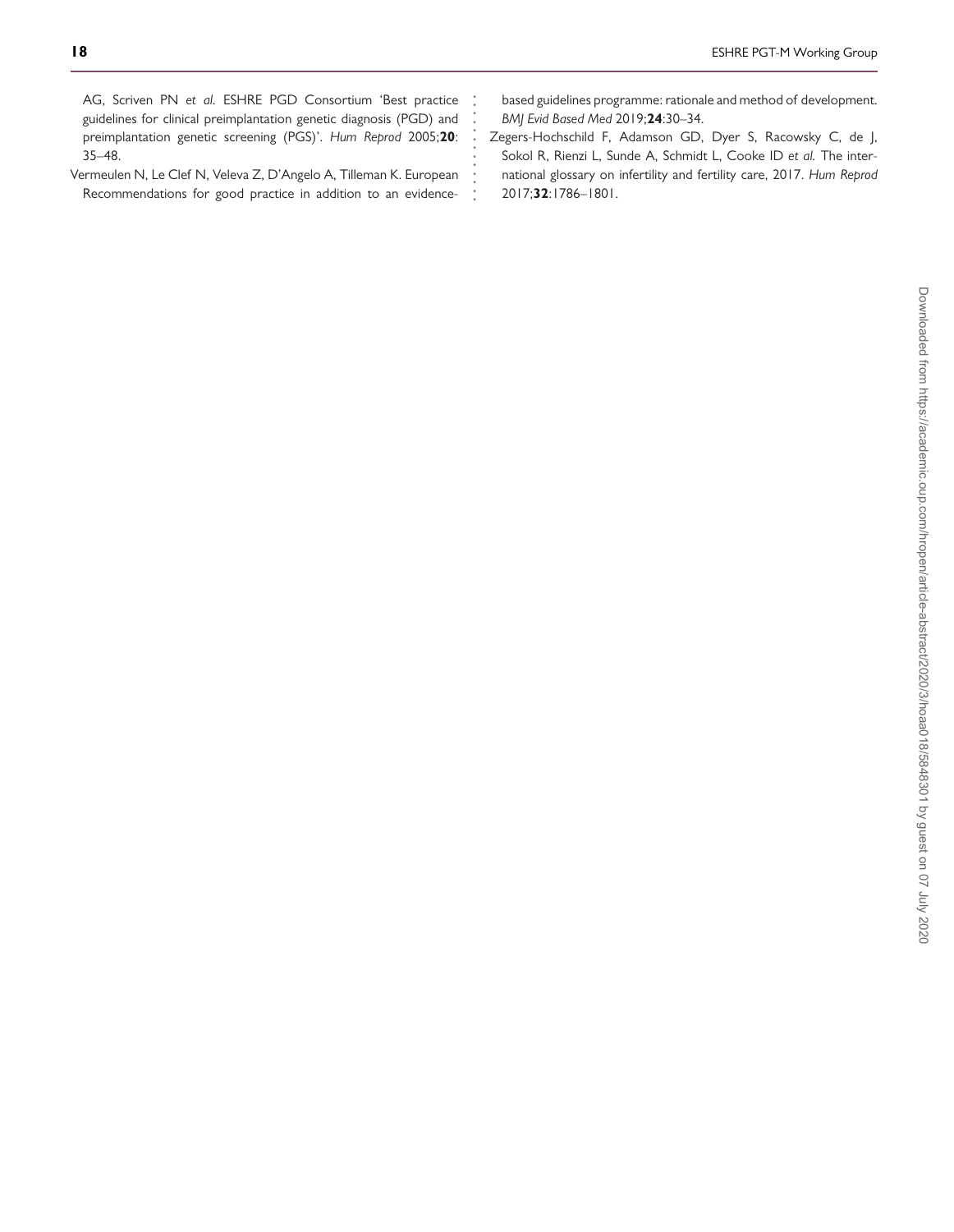AG, Scriven PN *et al.* ESHRE PGD Consortium 'Best practice guidelines for clinical preimplantation genetic diagnosis (PGD) and preimplantation genetic screening (PGS)'. *Hum Reprod* 2005;**20**: 35–48.

Vermeulen N, Le Clef N, Veleva Z, D'Angelo A, Tilleman K. European Recommendations for good practice in addition to an evidence-based guidelines programme: rationale and method of development. *BMJ Evid Based Med* 2019;**24**:30–34.

Zegers-Hochschild F, Adamson GD, Dyer S, Racowsky C, de J, Sokol R, Rienzi L, Sunde A, Schmidt L, Cooke ID *et al.* The international glossary on infertility and fertility care, 2017. *Hum Reprod* 2017;**32**:1786–1801.